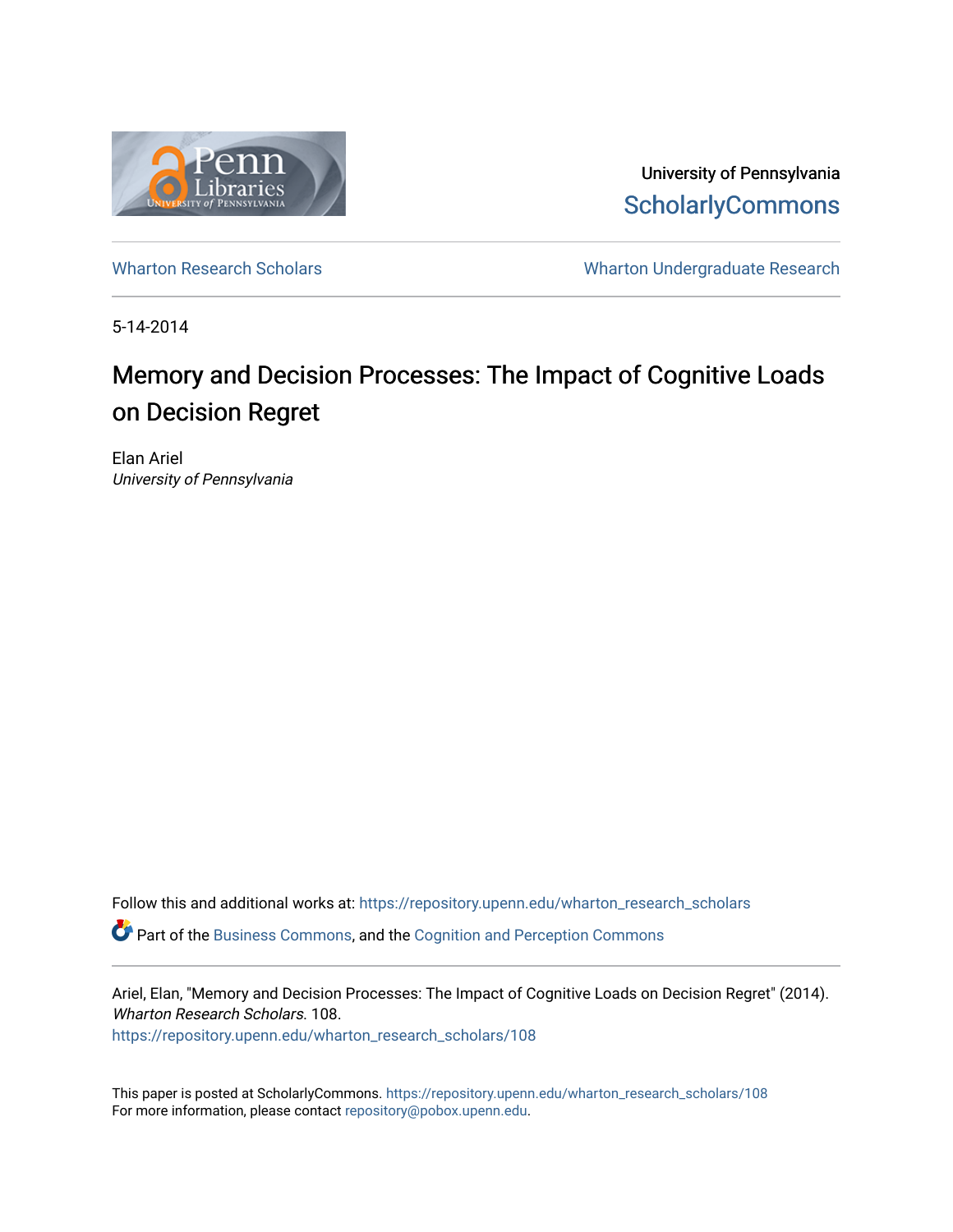University of Pennsylvania
ScholarlyCommons

Wharton Research Scholars | Wharton Undergraduate Research

5-14-2014

# Memory and Decision Processes: The Impact of Cognitive Loads on Decision Regret

Elan Ariel
*University of Pennsylvania*

Follow this and additional works at: https://repository.upenn.edu/wharton_research_scholars

Part of the Business Commons, and the Cognition and Perception Commons

Ariel, Elan, "Memory and Decision Processes: The Impact of Cognitive Loads on Decision Regret" (2014). *Wharton Research Scholars*. 108.
https://repository.upenn.edu/wharton_research_scholars/108

This paper is posted at ScholarlyCommons. https://repository.upenn.edu/wharton_research_scholars/108
For more information, please contact repository@pobox.upenn.edu.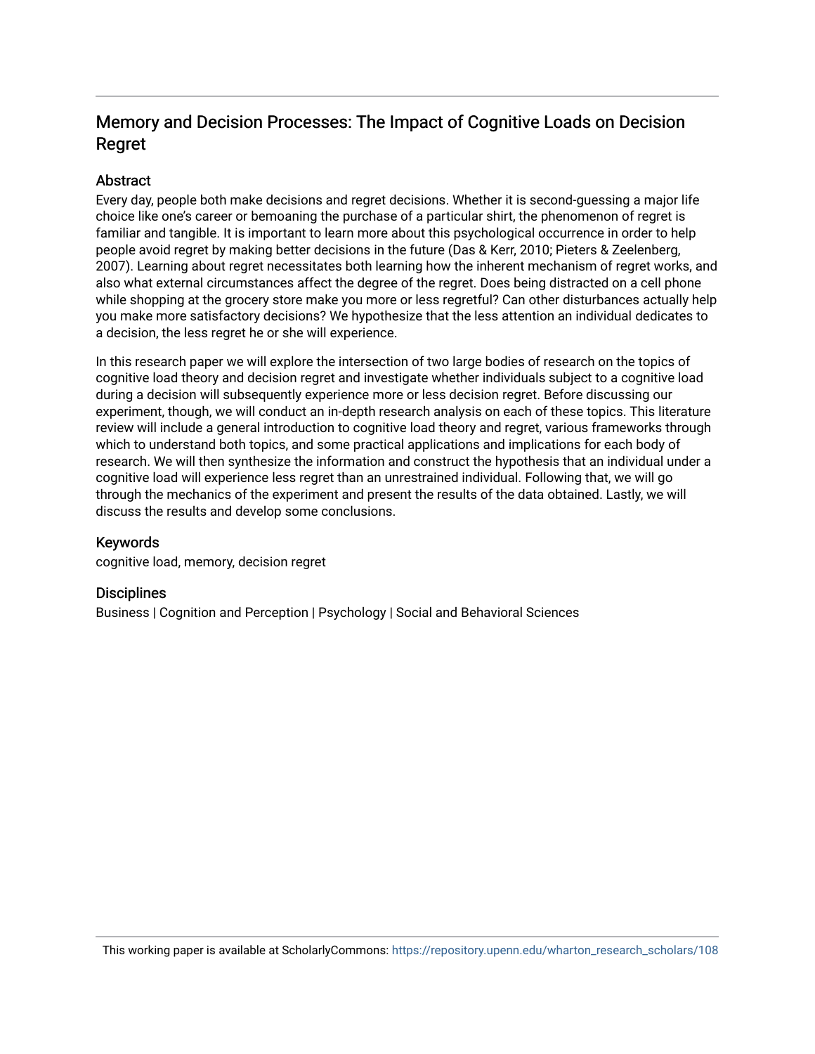# Memory and Decision Processes: The Impact of Cognitive Loads on Decision Regret

## Abstract

Every day, people both make decisions and regret decisions. Whether it is second-guessing a major life choice like one's career or bemoaning the purchase of a particular shirt, the phenomenon of regret is familiar and tangible. It is important to learn more about this psychological occurrence in order to help people avoid regret by making better decisions in the future (Das & Kerr, 2010; Pieters & Zeelenberg, 2007). Learning about regret necessitates both learning how the inherent mechanism of regret works, and also what external circumstances affect the degree of the regret. Does being distracted on a cell phone while shopping at the grocery store make you more or less regretful? Can other disturbances actually help you make more satisfactory decisions? We hypothesize that the less attention an individual dedicates to a decision, the less regret he or she will experience.

In this research paper we will explore the intersection of two large bodies of research on the topics of cognitive load theory and decision regret and investigate whether individuals subject to a cognitive load during a decision will subsequently experience more or less decision regret. Before discussing our experiment, though, we will conduct an in-depth research analysis on each of these topics. This literature review will include a general introduction to cognitive load theory and regret, various frameworks through which to understand both topics, and some practical applications and implications for each body of research. We will then synthesize the information and construct the hypothesis that an individual under a cognitive load will experience less regret than an unrestrained individual. Following that, we will go through the mechanics of the experiment and present the results of the data obtained. Lastly, we will discuss the results and develop some conclusions.

## Keywords

cognitive load, memory, decision regret

## Disciplines

Business | Cognition and Perception | Psychology | Social and Behavioral Sciences

This working paper is available at ScholarlyCommons: https://repository.upenn.edu/wharton_research_scholars/108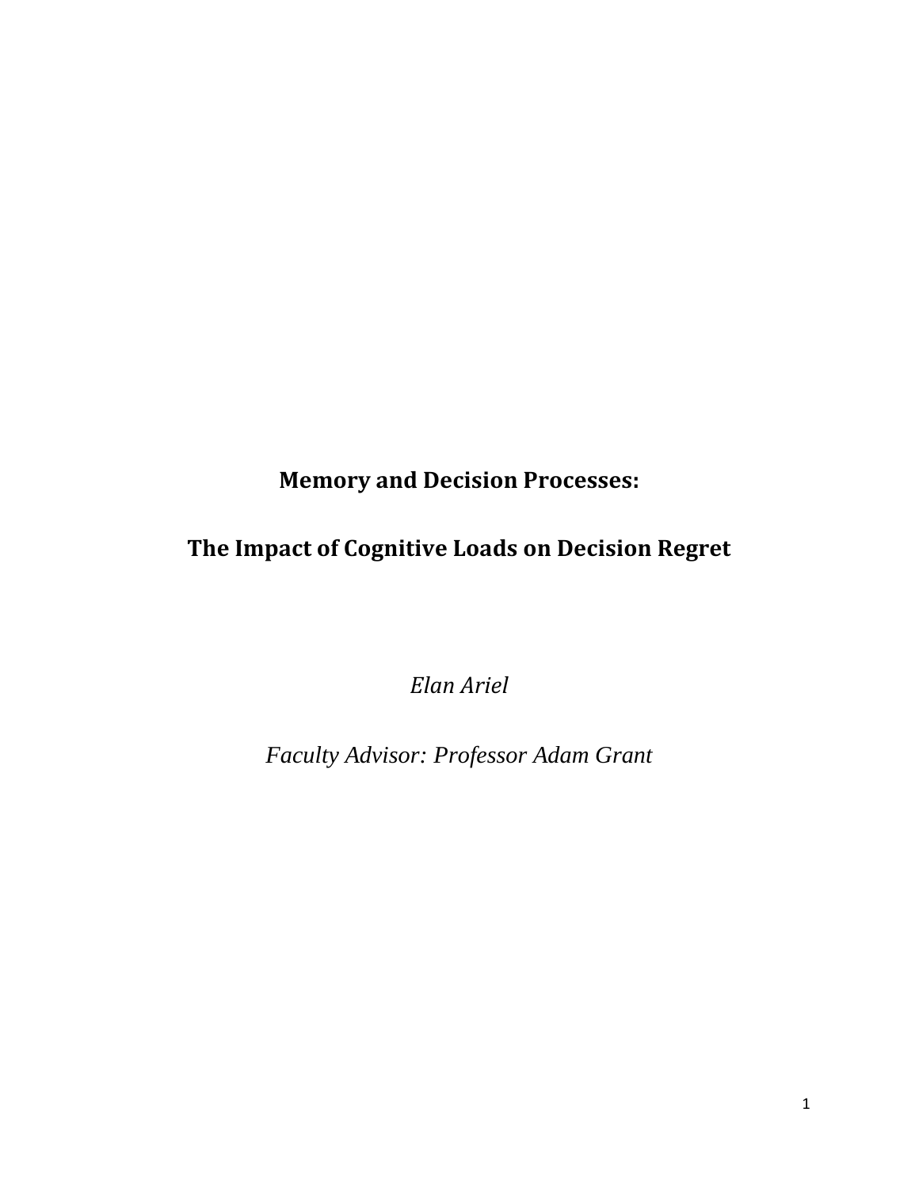# Memory and Decision Processes:

# The Impact of Cognitive Loads on Decision Regret

*Elan Ariel*

*Faculty Advisor: Professor Adam Grant*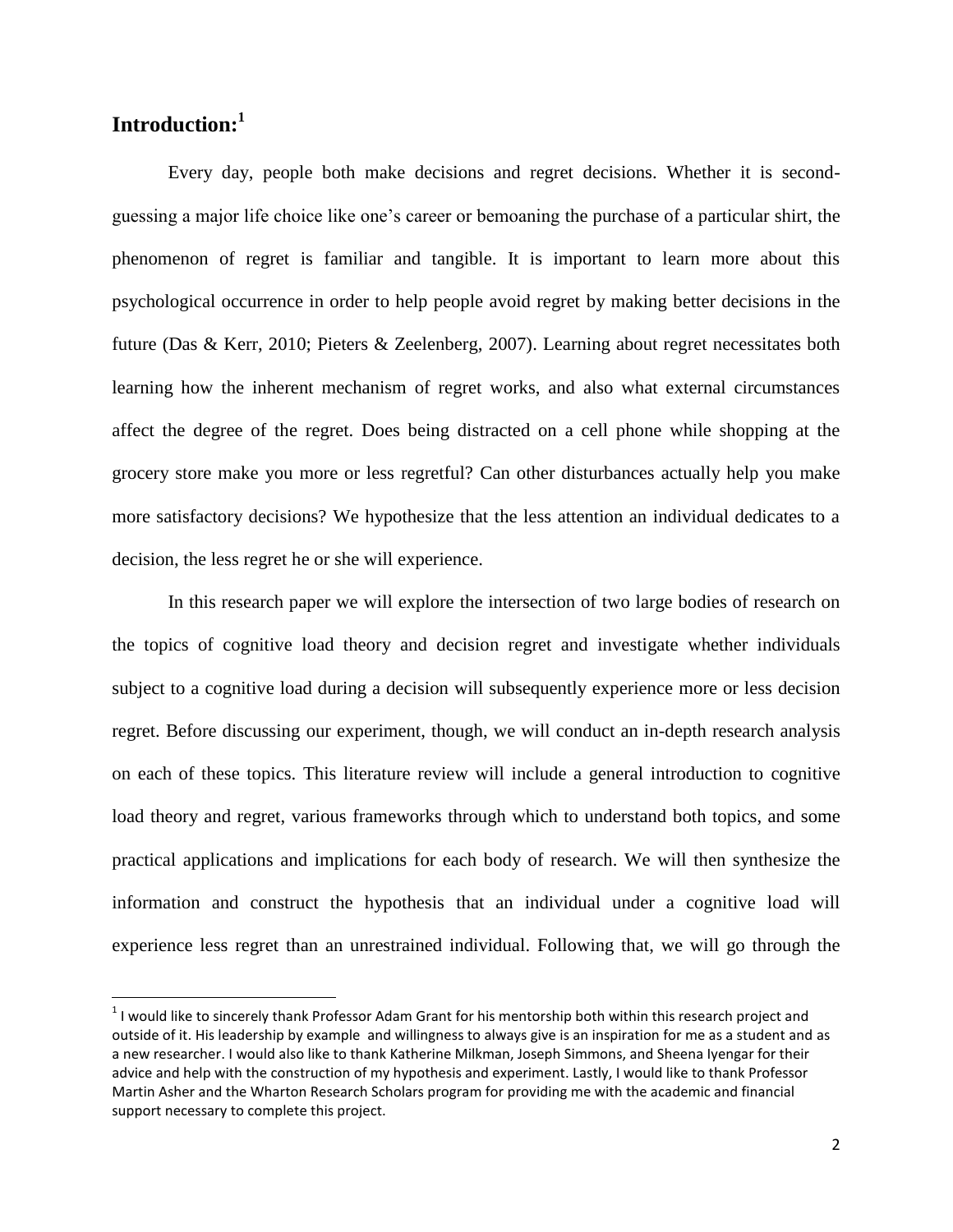## Introduction:[1]

Every day, people both make decisions and regret decisions. Whether it is second-guessing a major life choice like one's career or bemoaning the purchase of a particular shirt, the phenomenon of regret is familiar and tangible. It is important to learn more about this psychological occurrence in order to help people avoid regret by making better decisions in the future (Das & Kerr, 2010; Pieters & Zeelenberg, 2007). Learning about regret necessitates both learning how the inherent mechanism of regret works, and also what external circumstances affect the degree of the regret. Does being distracted on a cell phone while shopping at the grocery store make you more or less regretful? Can other disturbances actually help you make more satisfactory decisions? We hypothesize that the less attention an individual dedicates to a decision, the less regret he or she will experience.

In this research paper we will explore the intersection of two large bodies of research on the topics of cognitive load theory and decision regret and investigate whether individuals subject to a cognitive load during a decision will subsequently experience more or less decision regret. Before discussing our experiment, though, we will conduct an in-depth research analysis on each of these topics. This literature review will include a general introduction to cognitive load theory and regret, various frameworks through which to understand both topics, and some practical applications and implications for each body of research. We will then synthesize the information and construct the hypothesis that an individual under a cognitive load will experience less regret than an unrestrained individual. Following that, we will go through the

[1] I would like to sincerely thank Professor Adam Grant for his mentorship both within this research project and outside of it. His leadership by example and willingness to always give is an inspiration for me as a student and as a new researcher. I would also like to thank Katherine Milkman, Joseph Simmons, and Sheena Iyengar for their advice and help with the construction of my hypothesis and experiment. Lastly, I would like to thank Professor Martin Asher and the Wharton Research Scholars program for providing me with the academic and financial support necessary to complete this project.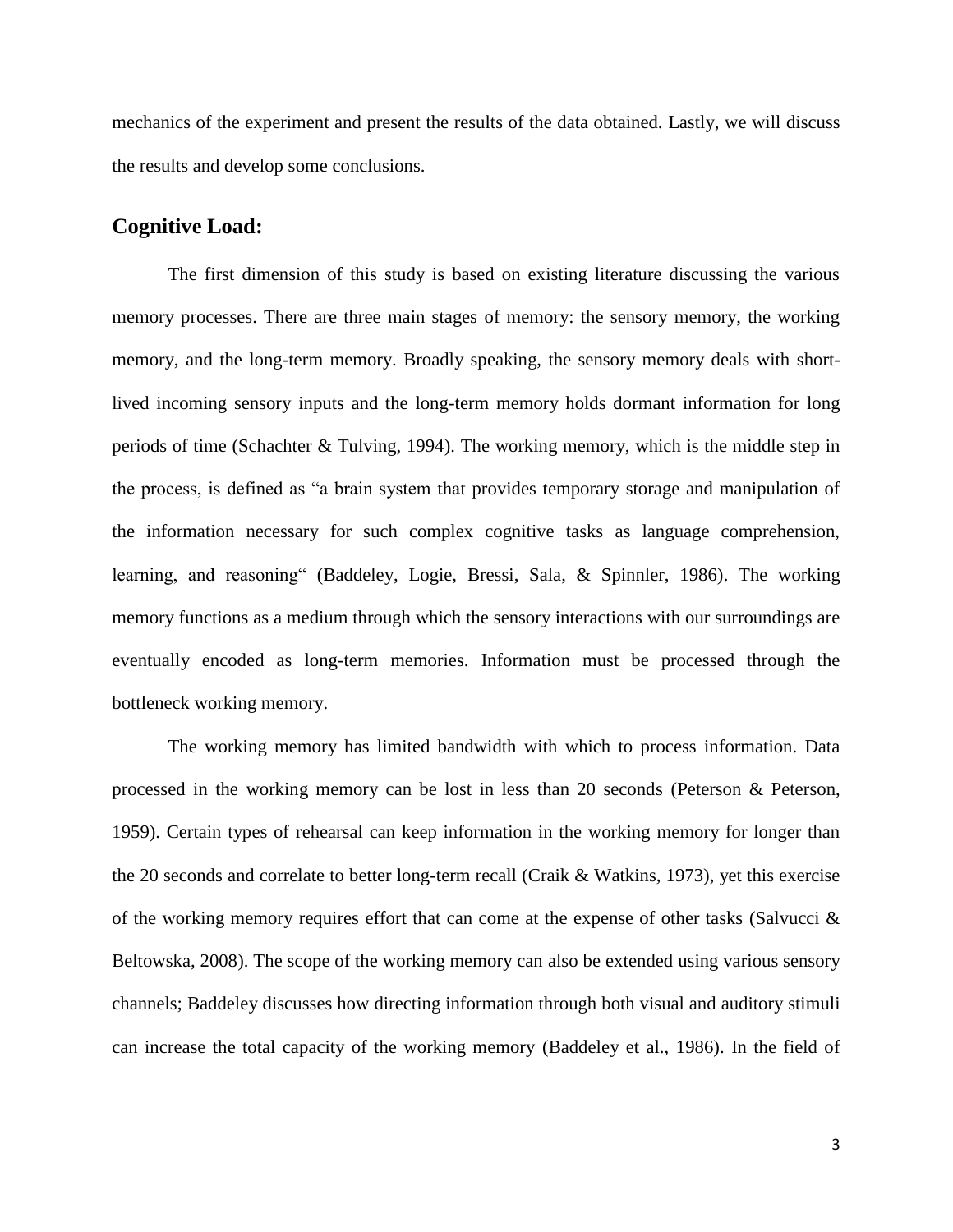mechanics of the experiment and present the results of the data obtained. Lastly, we will discuss the results and develop some conclusions.

## Cognitive Load:

The first dimension of this study is based on existing literature discussing the various memory processes. There are three main stages of memory: the sensory memory, the working memory, and the long-term memory. Broadly speaking, the sensory memory deals with short-lived incoming sensory inputs and the long-term memory holds dormant information for long periods of time (Schachter & Tulving, 1994). The working memory, which is the middle step in the process, is defined as "a brain system that provides temporary storage and manipulation of the information necessary for such complex cognitive tasks as language comprehension, learning, and reasoning" (Baddeley, Logie, Bressi, Sala, & Spinnler, 1986). The working memory functions as a medium through which the sensory interactions with our surroundings are eventually encoded as long-term memories. Information must be processed through the bottleneck working memory.

The working memory has limited bandwidth with which to process information. Data processed in the working memory can be lost in less than 20 seconds (Peterson & Peterson, 1959). Certain types of rehearsal can keep information in the working memory for longer than the 20 seconds and correlate to better long-term recall (Craik & Watkins, 1973), yet this exercise of the working memory requires effort that can come at the expense of other tasks (Salvucci & Beltowska, 2008). The scope of the working memory can also be extended using various sensory channels; Baddeley discusses how directing information through both visual and auditory stimuli can increase the total capacity of the working memory (Baddeley et al., 1986). In the field of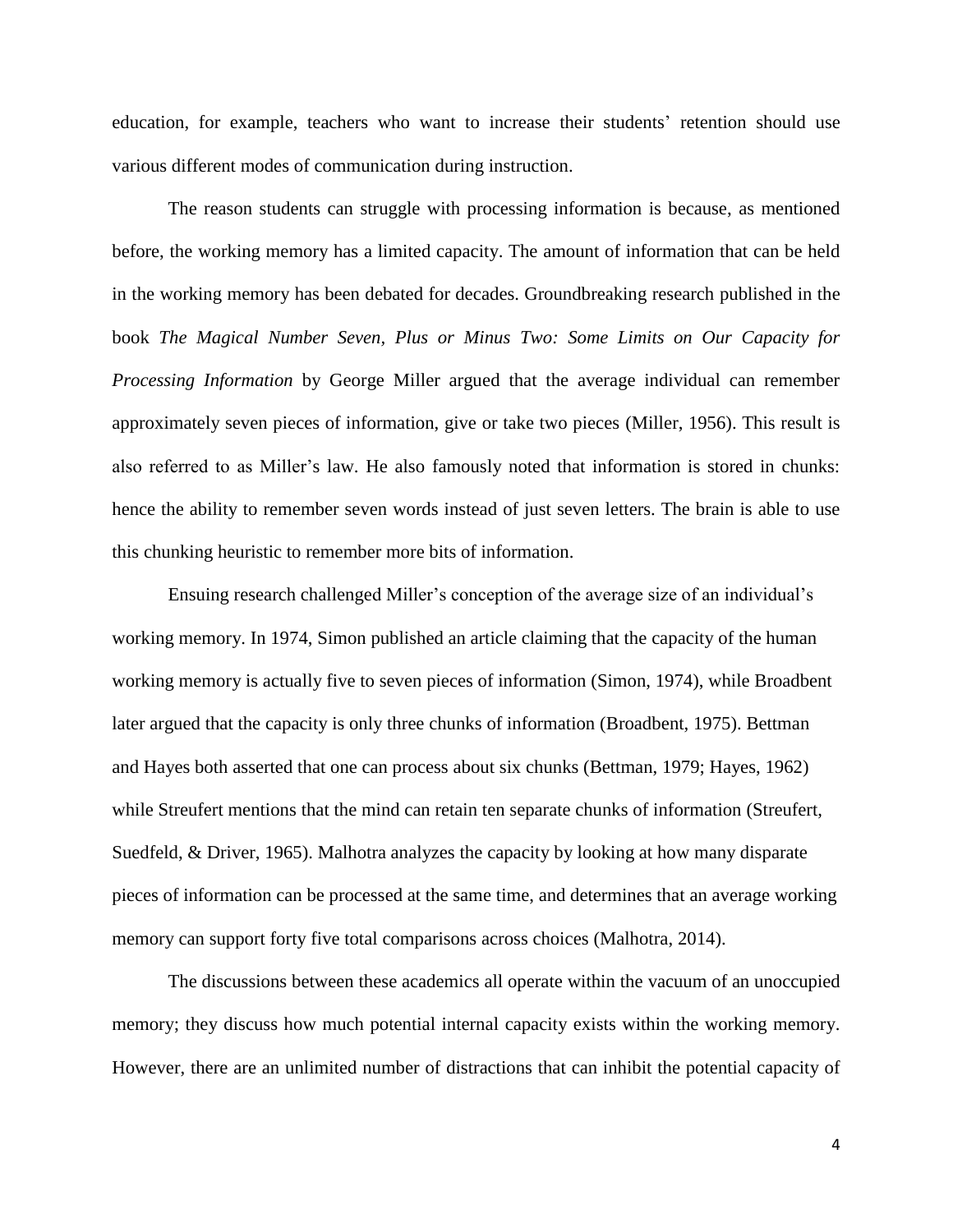education, for example, teachers who want to increase their students' retention should use various different modes of communication during instruction.

The reason students can struggle with processing information is because, as mentioned before, the working memory has a limited capacity. The amount of information that can be held in the working memory has been debated for decades. Groundbreaking research published in the book *The Magical Number Seven, Plus or Minus Two: Some Limits on Our Capacity for Processing Information* by George Miller argued that the average individual can remember approximately seven pieces of information, give or take two pieces (Miller, 1956). This result is also referred to as Miller's law. He also famously noted that information is stored in chunks: hence the ability to remember seven words instead of just seven letters. The brain is able to use this chunking heuristic to remember more bits of information.

Ensuing research challenged Miller's conception of the average size of an individual's working memory. In 1974, Simon published an article claiming that the capacity of the human working memory is actually five to seven pieces of information (Simon, 1974), while Broadbent later argued that the capacity is only three chunks of information (Broadbent, 1975). Bettman and Hayes both asserted that one can process about six chunks (Bettman, 1979; Hayes, 1962) while Streufert mentions that the mind can retain ten separate chunks of information (Streufert, Suedfeld, & Driver, 1965). Malhotra analyzes the capacity by looking at how many disparate pieces of information can be processed at the same time, and determines that an average working memory can support forty five total comparisons across choices (Malhotra, 2014).

The discussions between these academics all operate within the vacuum of an unoccupied memory; they discuss how much potential internal capacity exists within the working memory. However, there are an unlimited number of distractions that can inhibit the potential capacity of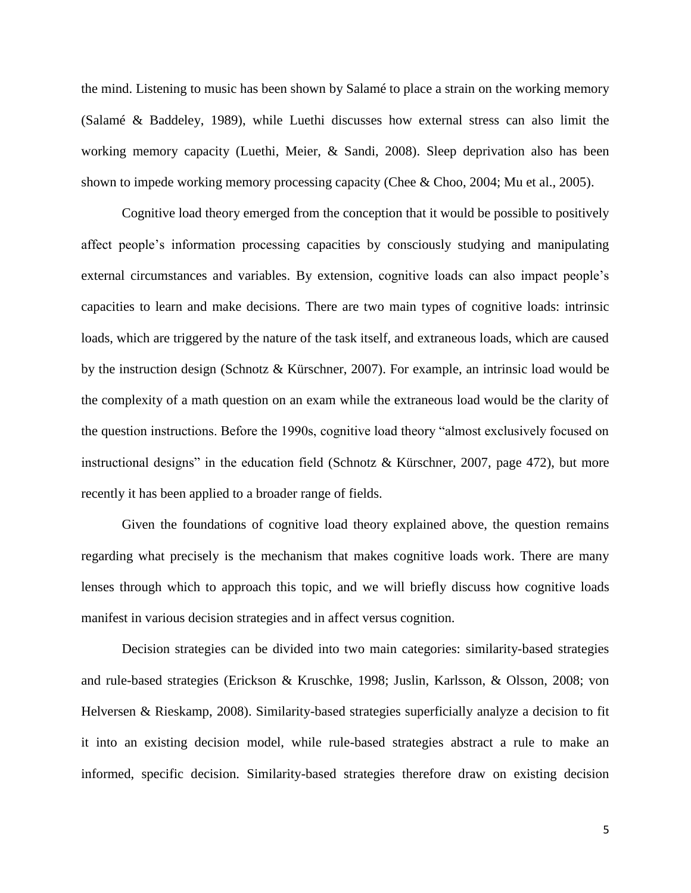the mind. Listening to music has been shown by Salamé to place a strain on the working memory (Salamé & Baddeley, 1989), while Luethi discusses how external stress can also limit the working memory capacity (Luethi, Meier, & Sandi, 2008). Sleep deprivation also has been shown to impede working memory processing capacity (Chee & Choo, 2004; Mu et al., 2005).

Cognitive load theory emerged from the conception that it would be possible to positively affect people's information processing capacities by consciously studying and manipulating external circumstances and variables. By extension, cognitive loads can also impact people's capacities to learn and make decisions. There are two main types of cognitive loads: intrinsic loads, which are triggered by the nature of the task itself, and extraneous loads, which are caused by the instruction design (Schnotz & Kürschner, 2007). For example, an intrinsic load would be the complexity of a math question on an exam while the extraneous load would be the clarity of the question instructions. Before the 1990s, cognitive load theory "almost exclusively focused on instructional designs" in the education field (Schnotz & Kürschner, 2007, page 472), but more recently it has been applied to a broader range of fields.

Given the foundations of cognitive load theory explained above, the question remains regarding what precisely is the mechanism that makes cognitive loads work. There are many lenses through which to approach this topic, and we will briefly discuss how cognitive loads manifest in various decision strategies and in affect versus cognition.

Decision strategies can be divided into two main categories: similarity-based strategies and rule-based strategies (Erickson & Kruschke, 1998; Juslin, Karlsson, & Olsson, 2008; von Helversen & Rieskamp, 2008). Similarity-based strategies superficially analyze a decision to fit it into an existing decision model, while rule-based strategies abstract a rule to make an informed, specific decision. Similarity-based strategies therefore draw on existing decision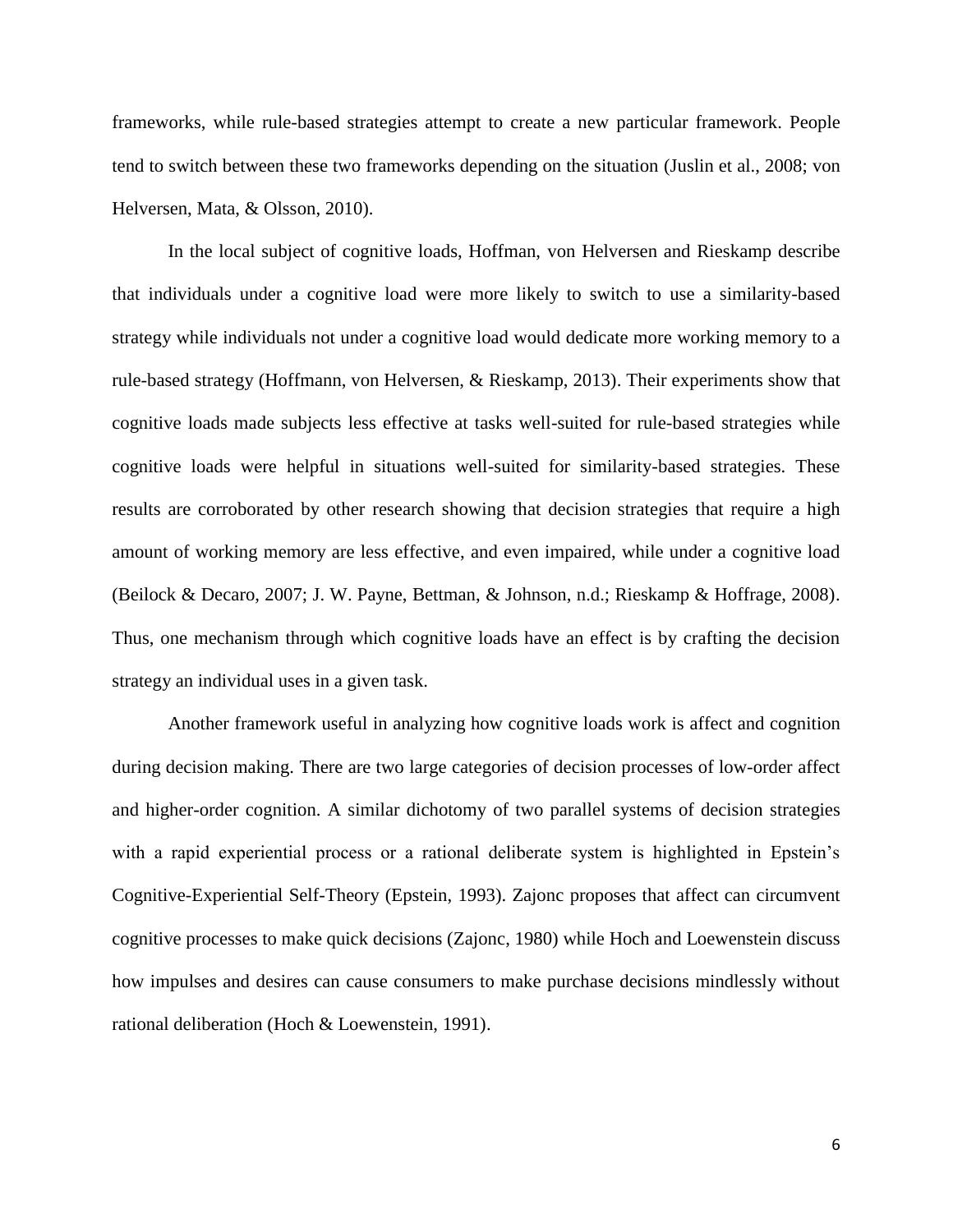frameworks, while rule-based strategies attempt to create a new particular framework. People tend to switch between these two frameworks depending on the situation (Juslin et al., 2008; von Helversen, Mata, & Olsson, 2010).

In the local subject of cognitive loads, Hoffman, von Helversen and Rieskamp describe that individuals under a cognitive load were more likely to switch to use a similarity-based strategy while individuals not under a cognitive load would dedicate more working memory to a rule-based strategy (Hoffmann, von Helversen, & Rieskamp, 2013). Their experiments show that cognitive loads made subjects less effective at tasks well-suited for rule-based strategies while cognitive loads were helpful in situations well-suited for similarity-based strategies. These results are corroborated by other research showing that decision strategies that require a high amount of working memory are less effective, and even impaired, while under a cognitive load (Beilock & Decaro, 2007; J. W. Payne, Bettman, & Johnson, n.d.; Rieskamp & Hoffrage, 2008). Thus, one mechanism through which cognitive loads have an effect is by crafting the decision strategy an individual uses in a given task.

Another framework useful in analyzing how cognitive loads work is affect and cognition during decision making. There are two large categories of decision processes of low-order affect and higher-order cognition. A similar dichotomy of two parallel systems of decision strategies with a rapid experiential process or a rational deliberate system is highlighted in Epstein's Cognitive-Experiential Self-Theory (Epstein, 1993). Zajonc proposes that affect can circumvent cognitive processes to make quick decisions (Zajonc, 1980) while Hoch and Loewenstein discuss how impulses and desires can cause consumers to make purchase decisions mindlessly without rational deliberation (Hoch & Loewenstein, 1991).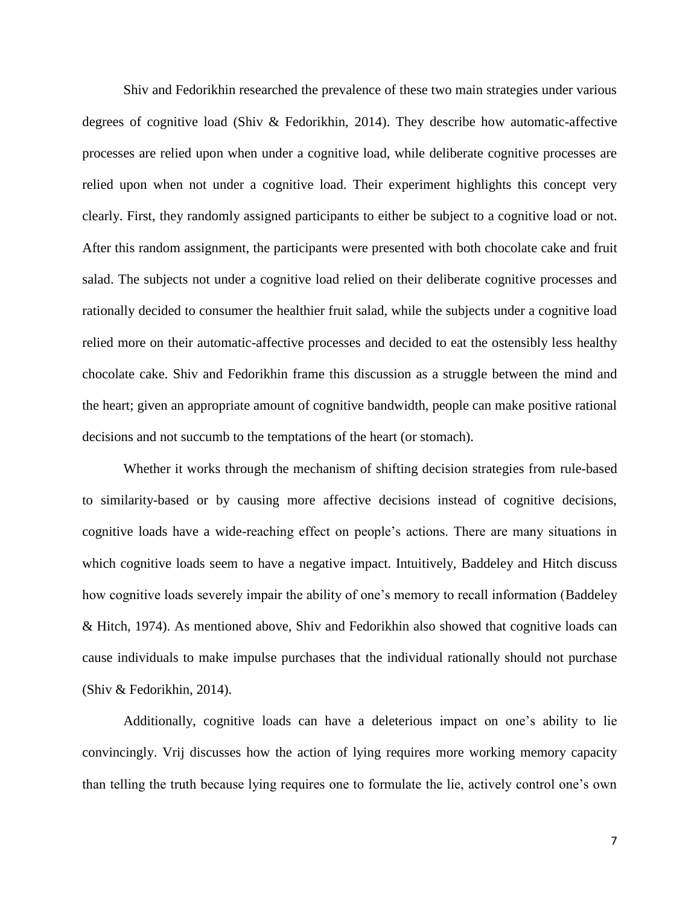Shiv and Fedorikhin researched the prevalence of these two main strategies under various degrees of cognitive load (Shiv & Fedorikhin, 2014). They describe how automatic-affective processes are relied upon when under a cognitive load, while deliberate cognitive processes are relied upon when not under a cognitive load. Their experiment highlights this concept very clearly. First, they randomly assigned participants to either be subject to a cognitive load or not. After this random assignment, the participants were presented with both chocolate cake and fruit salad. The subjects not under a cognitive load relied on their deliberate cognitive processes and rationally decided to consumer the healthier fruit salad, while the subjects under a cognitive load relied more on their automatic-affective processes and decided to eat the ostensibly less healthy chocolate cake. Shiv and Fedorikhin frame this discussion as a struggle between the mind and the heart; given an appropriate amount of cognitive bandwidth, people can make positive rational decisions and not succumb to the temptations of the heart (or stomach).

Whether it works through the mechanism of shifting decision strategies from rule-based to similarity-based or by causing more affective decisions instead of cognitive decisions, cognitive loads have a wide-reaching effect on people's actions. There are many situations in which cognitive loads seem to have a negative impact. Intuitively, Baddeley and Hitch discuss how cognitive loads severely impair the ability of one's memory to recall information (Baddeley & Hitch, 1974). As mentioned above, Shiv and Fedorikhin also showed that cognitive loads can cause individuals to make impulse purchases that the individual rationally should not purchase (Shiv & Fedorikhin, 2014).

Additionally, cognitive loads can have a deleterious impact on one's ability to lie convincingly. Vrij discusses how the action of lying requires more working memory capacity than telling the truth because lying requires one to formulate the lie, actively control one's own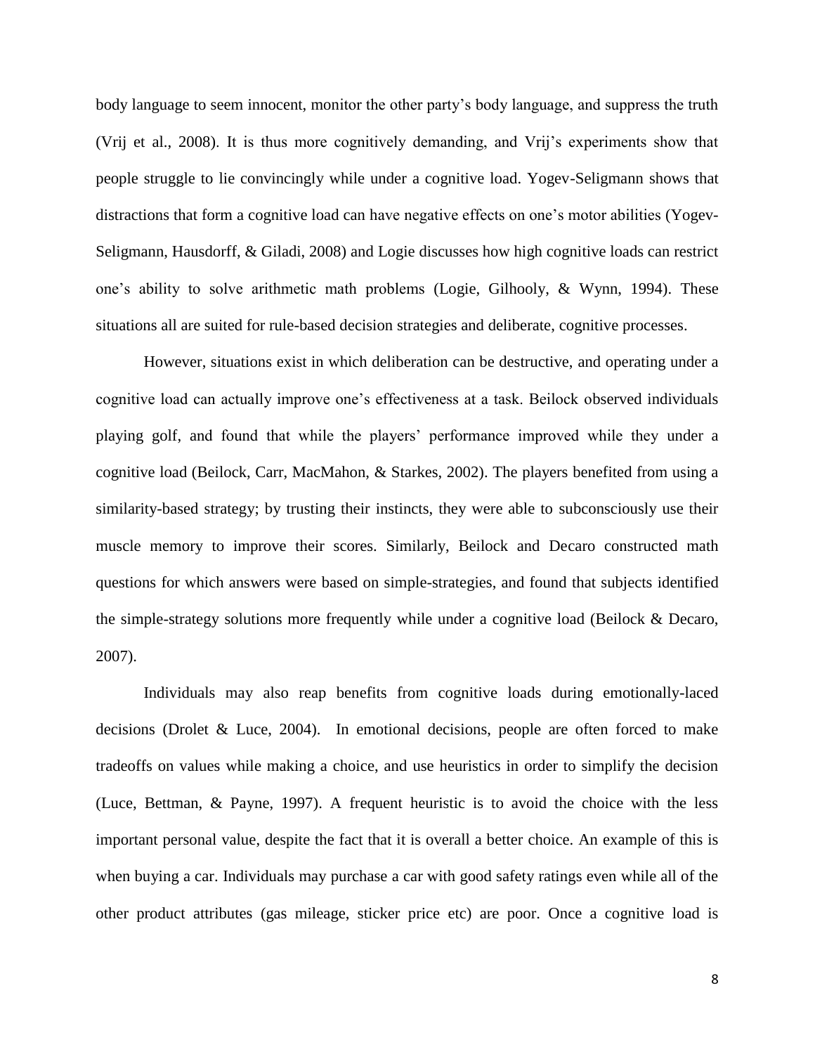body language to seem innocent, monitor the other party's body language, and suppress the truth (Vrij et al., 2008). It is thus more cognitively demanding, and Vrij's experiments show that people struggle to lie convincingly while under a cognitive load. Yogev-Seligmann shows that distractions that form a cognitive load can have negative effects on one's motor abilities (Yogev-Seligmann, Hausdorff, & Giladi, 2008) and Logie discusses how high cognitive loads can restrict one's ability to solve arithmetic math problems (Logie, Gilhooly, & Wynn, 1994). These situations all are suited for rule-based decision strategies and deliberate, cognitive processes.

However, situations exist in which deliberation can be destructive, and operating under a cognitive load can actually improve one's effectiveness at a task. Beilock observed individuals playing golf, and found that while the players' performance improved while they under a cognitive load (Beilock, Carr, MacMahon, & Starkes, 2002). The players benefited from using a similarity-based strategy; by trusting their instincts, they were able to subconsciously use their muscle memory to improve their scores. Similarly, Beilock and Decaro constructed math questions for which answers were based on simple-strategies, and found that subjects identified the simple-strategy solutions more frequently while under a cognitive load (Beilock & Decaro, 2007).

Individuals may also reap benefits from cognitive loads during emotionally-laced decisions (Drolet & Luce, 2004). In emotional decisions, people are often forced to make tradeoffs on values while making a choice, and use heuristics in order to simplify the decision (Luce, Bettman, & Payne, 1997). A frequent heuristic is to avoid the choice with the less important personal value, despite the fact that it is overall a better choice. An example of this is when buying a car. Individuals may purchase a car with good safety ratings even while all of the other product attributes (gas mileage, sticker price etc) are poor. Once a cognitive load is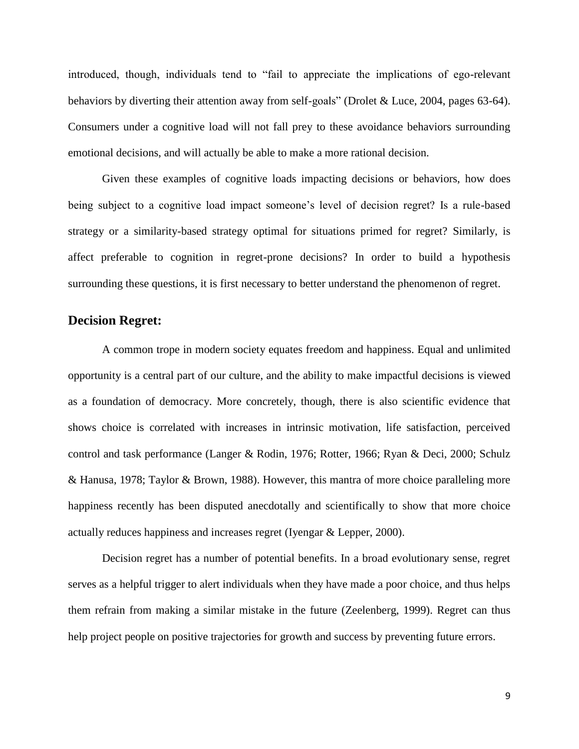introduced, though, individuals tend to "fail to appreciate the implications of ego-relevant behaviors by diverting their attention away from self-goals" (Drolet & Luce, 2004, pages 63-64). Consumers under a cognitive load will not fall prey to these avoidance behaviors surrounding emotional decisions, and will actually be able to make a more rational decision.

Given these examples of cognitive loads impacting decisions or behaviors, how does being subject to a cognitive load impact someone's level of decision regret? Is a rule-based strategy or a similarity-based strategy optimal for situations primed for regret? Similarly, is affect preferable to cognition in regret-prone decisions? In order to build a hypothesis surrounding these questions, it is first necessary to better understand the phenomenon of regret.

## Decision Regret:

A common trope in modern society equates freedom and happiness. Equal and unlimited opportunity is a central part of our culture, and the ability to make impactful decisions is viewed as a foundation of democracy. More concretely, though, there is also scientific evidence that shows choice is correlated with increases in intrinsic motivation, life satisfaction, perceived control and task performance (Langer & Rodin, 1976; Rotter, 1966; Ryan & Deci, 2000; Schulz & Hanusa, 1978; Taylor & Brown, 1988). However, this mantra of more choice paralleling more happiness recently has been disputed anecdotally and scientifically to show that more choice actually reduces happiness and increases regret (Iyengar & Lepper, 2000).

Decision regret has a number of potential benefits. In a broad evolutionary sense, regret serves as a helpful trigger to alert individuals when they have made a poor choice, and thus helps them refrain from making a similar mistake in the future (Zeelenberg, 1999). Regret can thus help project people on positive trajectories for growth and success by preventing future errors.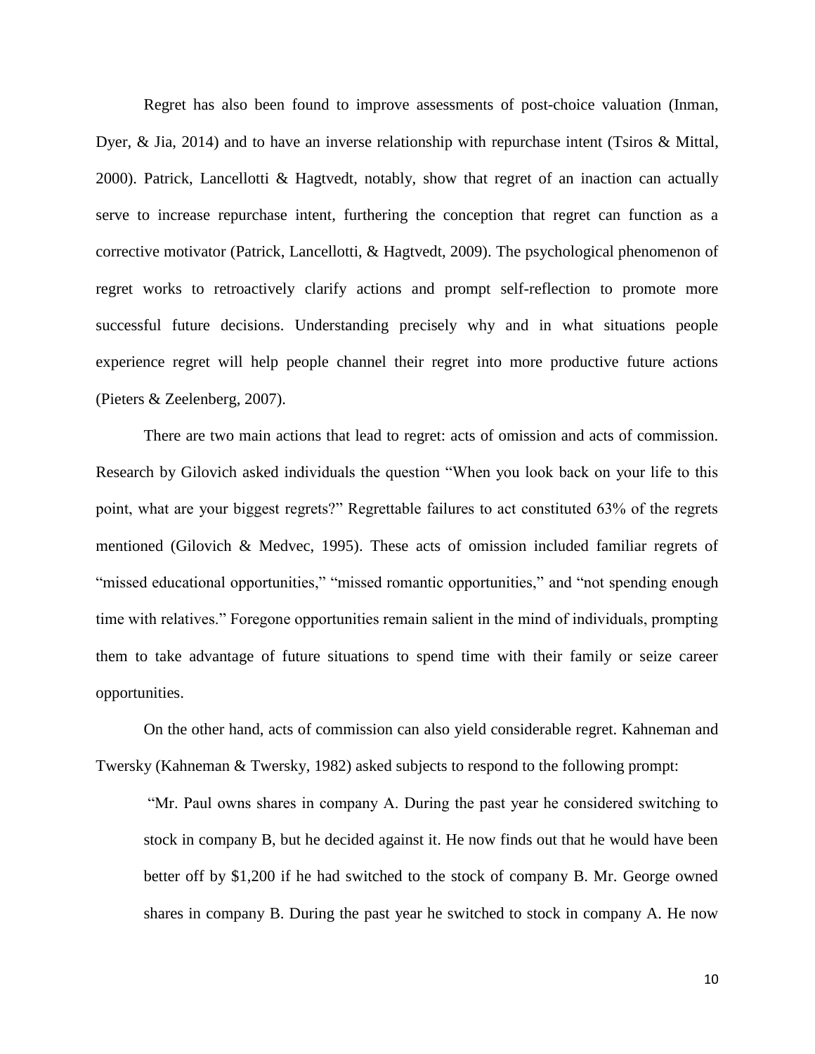Regret has also been found to improve assessments of post-choice valuation (Inman, Dyer, & Jia, 2014) and to have an inverse relationship with repurchase intent (Tsiros & Mittal, 2000). Patrick, Lancellotti & Hagtvedt, notably, show that regret of an inaction can actually serve to increase repurchase intent, furthering the conception that regret can function as a corrective motivator (Patrick, Lancellotti, & Hagtvedt, 2009). The psychological phenomenon of regret works to retroactively clarify actions and prompt self-reflection to promote more successful future decisions. Understanding precisely why and in what situations people experience regret will help people channel their regret into more productive future actions (Pieters & Zeelenberg, 2007).

There are two main actions that lead to regret: acts of omission and acts of commission. Research by Gilovich asked individuals the question "When you look back on your life to this point, what are your biggest regrets?" Regrettable failures to act constituted 63% of the regrets mentioned (Gilovich & Medvec, 1995). These acts of omission included familiar regrets of "missed educational opportunities," "missed romantic opportunities," and "not spending enough time with relatives." Foregone opportunities remain salient in the mind of individuals, prompting them to take advantage of future situations to spend time with their family or seize career opportunities.

On the other hand, acts of commission can also yield considerable regret. Kahneman and Twersky (Kahneman & Twersky, 1982) asked subjects to respond to the following prompt:

> "Mr. Paul owns shares in company A. During the past year he considered switching to stock in company B, but he decided against it. He now finds out that he would have been better off by $1,200 if he had switched to the stock of company B. Mr. George owned shares in company B. During the past year he switched to stock in company A. He now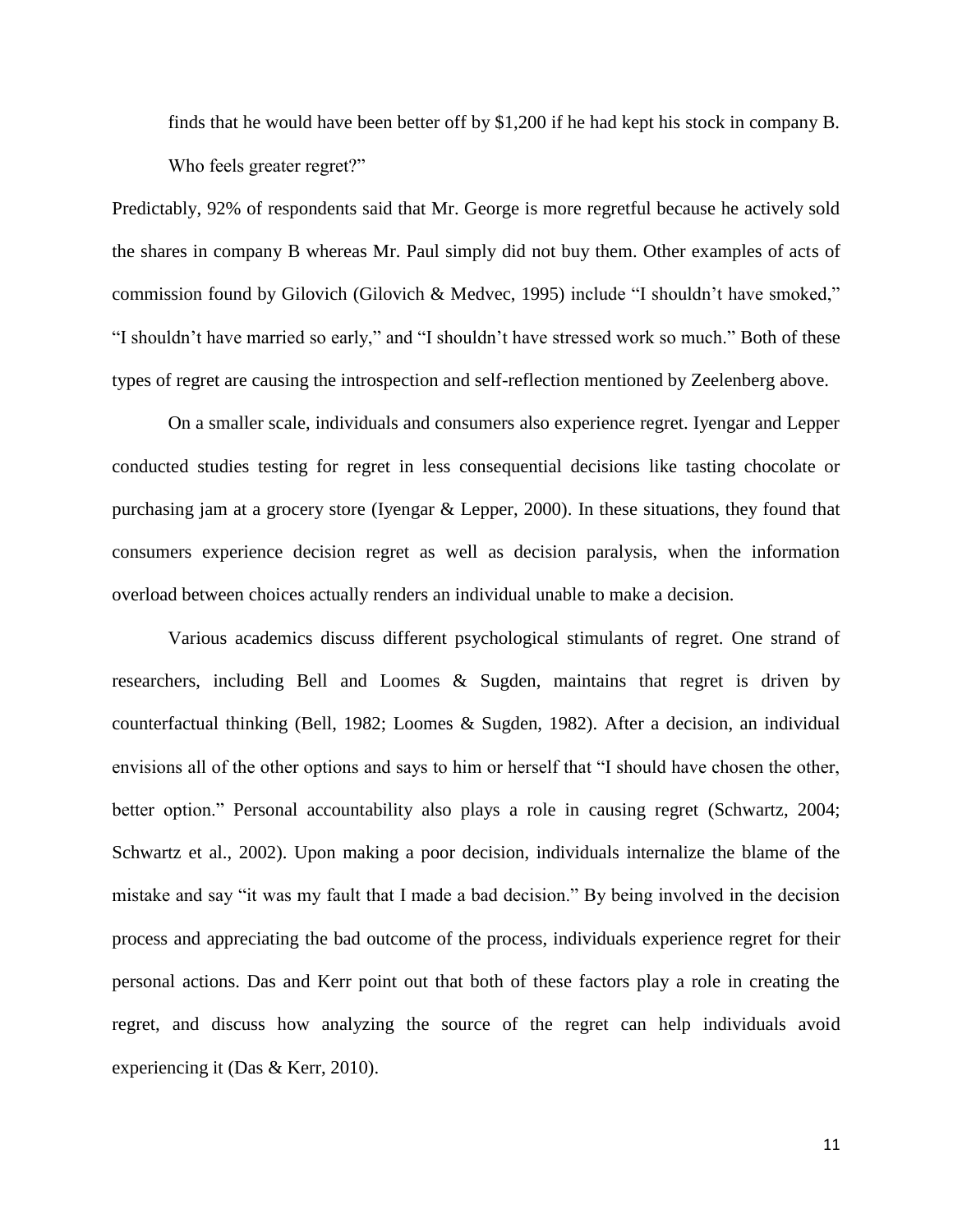finds that he would have been better off by $1,200 if he had kept his stock in company B. Who feels greater regret?"

Predictably, 92% of respondents said that Mr. George is more regretful because he actively sold the shares in company B whereas Mr. Paul simply did not buy them. Other examples of acts of commission found by Gilovich (Gilovich & Medvec, 1995) include "I shouldn't have smoked," "I shouldn't have married so early," and "I shouldn't have stressed work so much." Both of these types of regret are causing the introspection and self-reflection mentioned by Zeelenberg above.

On a smaller scale, individuals and consumers also experience regret. Iyengar and Lepper conducted studies testing for regret in less consequential decisions like tasting chocolate or purchasing jam at a grocery store (Iyengar & Lepper, 2000). In these situations, they found that consumers experience decision regret as well as decision paralysis, when the information overload between choices actually renders an individual unable to make a decision.

Various academics discuss different psychological stimulants of regret. One strand of researchers, including Bell and Loomes & Sugden, maintains that regret is driven by counterfactual thinking (Bell, 1982; Loomes & Sugden, 1982). After a decision, an individual envisions all of the other options and says to him or herself that "I should have chosen the other, better option." Personal accountability also plays a role in causing regret (Schwartz, 2004; Schwartz et al., 2002). Upon making a poor decision, individuals internalize the blame of the mistake and say "it was my fault that I made a bad decision." By being involved in the decision process and appreciating the bad outcome of the process, individuals experience regret for their personal actions. Das and Kerr point out that both of these factors play a role in creating the regret, and discuss how analyzing the source of the regret can help individuals avoid experiencing it (Das & Kerr, 2010).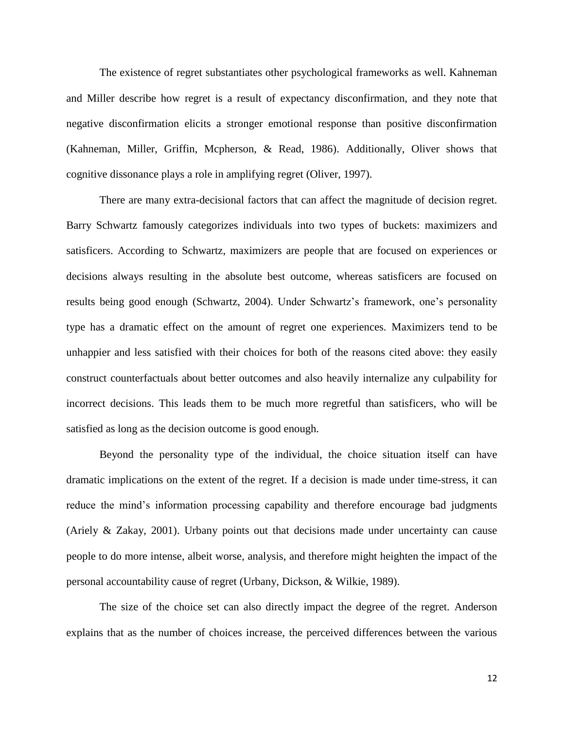The existence of regret substantiates other psychological frameworks as well. Kahneman and Miller describe how regret is a result of expectancy disconfirmation, and they note that negative disconfirmation elicits a stronger emotional response than positive disconfirmation (Kahneman, Miller, Griffin, Mcpherson, & Read, 1986). Additionally, Oliver shows that cognitive dissonance plays a role in amplifying regret (Oliver, 1997).

There are many extra-decisional factors that can affect the magnitude of decision regret. Barry Schwartz famously categorizes individuals into two types of buckets: maximizers and satisficers. According to Schwartz, maximizers are people that are focused on experiences or decisions always resulting in the absolute best outcome, whereas satisficers are focused on results being good enough (Schwartz, 2004). Under Schwartz's framework, one's personality type has a dramatic effect on the amount of regret one experiences. Maximizers tend to be unhappier and less satisfied with their choices for both of the reasons cited above: they easily construct counterfactuals about better outcomes and also heavily internalize any culpability for incorrect decisions. This leads them to be much more regretful than satisficers, who will be satisfied as long as the decision outcome is good enough.

Beyond the personality type of the individual, the choice situation itself can have dramatic implications on the extent of the regret. If a decision is made under time-stress, it can reduce the mind's information processing capability and therefore encourage bad judgments (Ariely & Zakay, 2001). Urbany points out that decisions made under uncertainty can cause people to do more intense, albeit worse, analysis, and therefore might heighten the impact of the personal accountability cause of regret (Urbany, Dickson, & Wilkie, 1989).

The size of the choice set can also directly impact the degree of the regret. Anderson explains that as the number of choices increase, the perceived differences between the various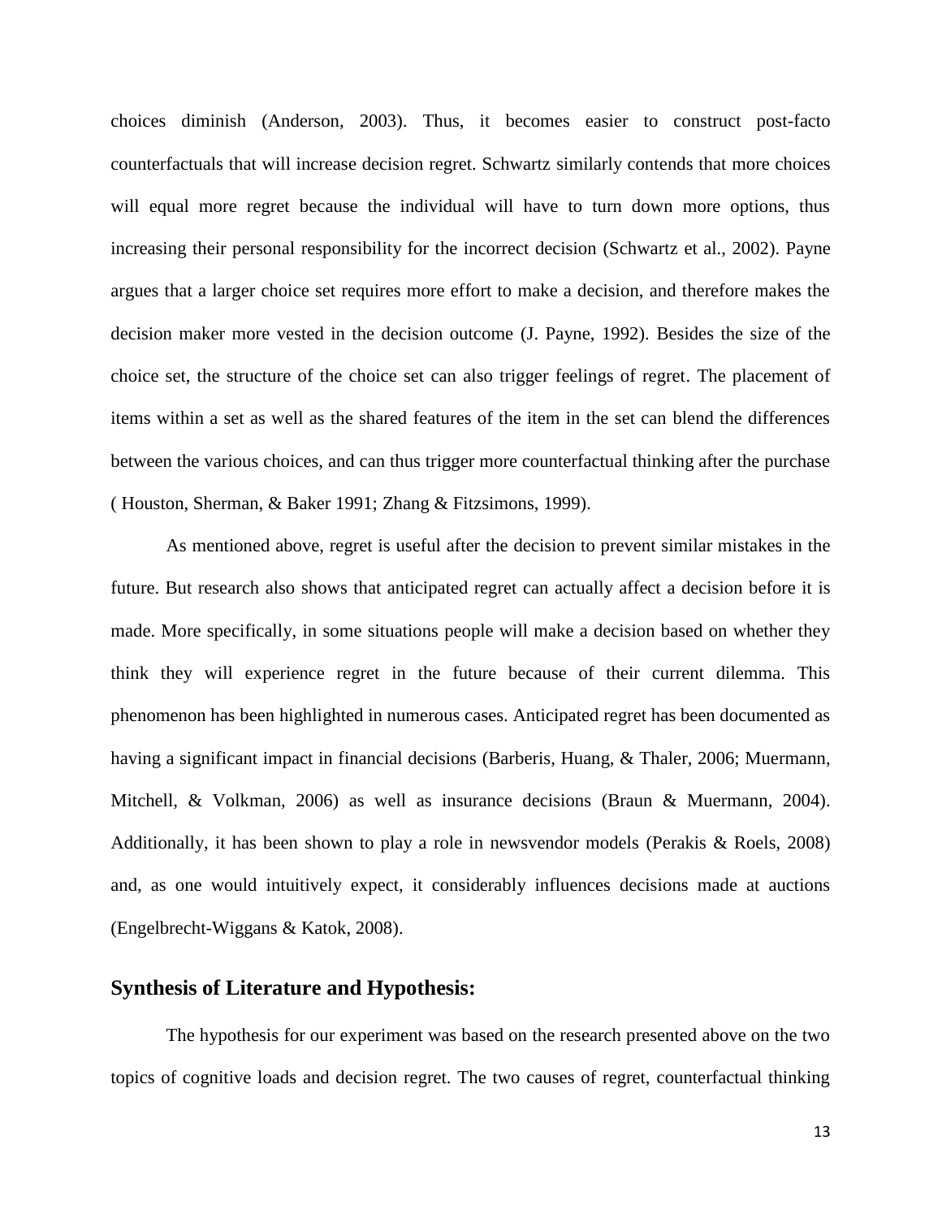choices diminish (Anderson, 2003). Thus, it becomes easier to construct post-facto counterfactuals that will increase decision regret. Schwartz similarly contends that more choices will equal more regret because the individual will have to turn down more options, thus increasing their personal responsibility for the incorrect decision (Schwartz et al., 2002). Payne argues that a larger choice set requires more effort to make a decision, and therefore makes the decision maker more vested in the decision outcome (J. Payne, 1992). Besides the size of the choice set, the structure of the choice set can also trigger feelings of regret. The placement of items within a set as well as the shared features of the item in the set can blend the differences between the various choices, and can thus trigger more counterfactual thinking after the purchase ( Houston, Sherman, & Baker 1991; Zhang & Fitzsimons, 1999).

As mentioned above, regret is useful after the decision to prevent similar mistakes in the future. But research also shows that anticipated regret can actually affect a decision before it is made. More specifically, in some situations people will make a decision based on whether they think they will experience regret in the future because of their current dilemma. This phenomenon has been highlighted in numerous cases. Anticipated regret has been documented as having a significant impact in financial decisions (Barberis, Huang, & Thaler, 2006; Muermann, Mitchell, & Volkman, 2006) as well as insurance decisions (Braun & Muermann, 2004). Additionally, it has been shown to play a role in newsvendor models (Perakis & Roels, 2008) and, as one would intuitively expect, it considerably influences decisions made at auctions (Engelbrecht-Wiggans & Katok, 2008).

## Synthesis of Literature and Hypothesis:

The hypothesis for our experiment was based on the research presented above on the two topics of cognitive loads and decision regret. The two causes of regret, counterfactual thinking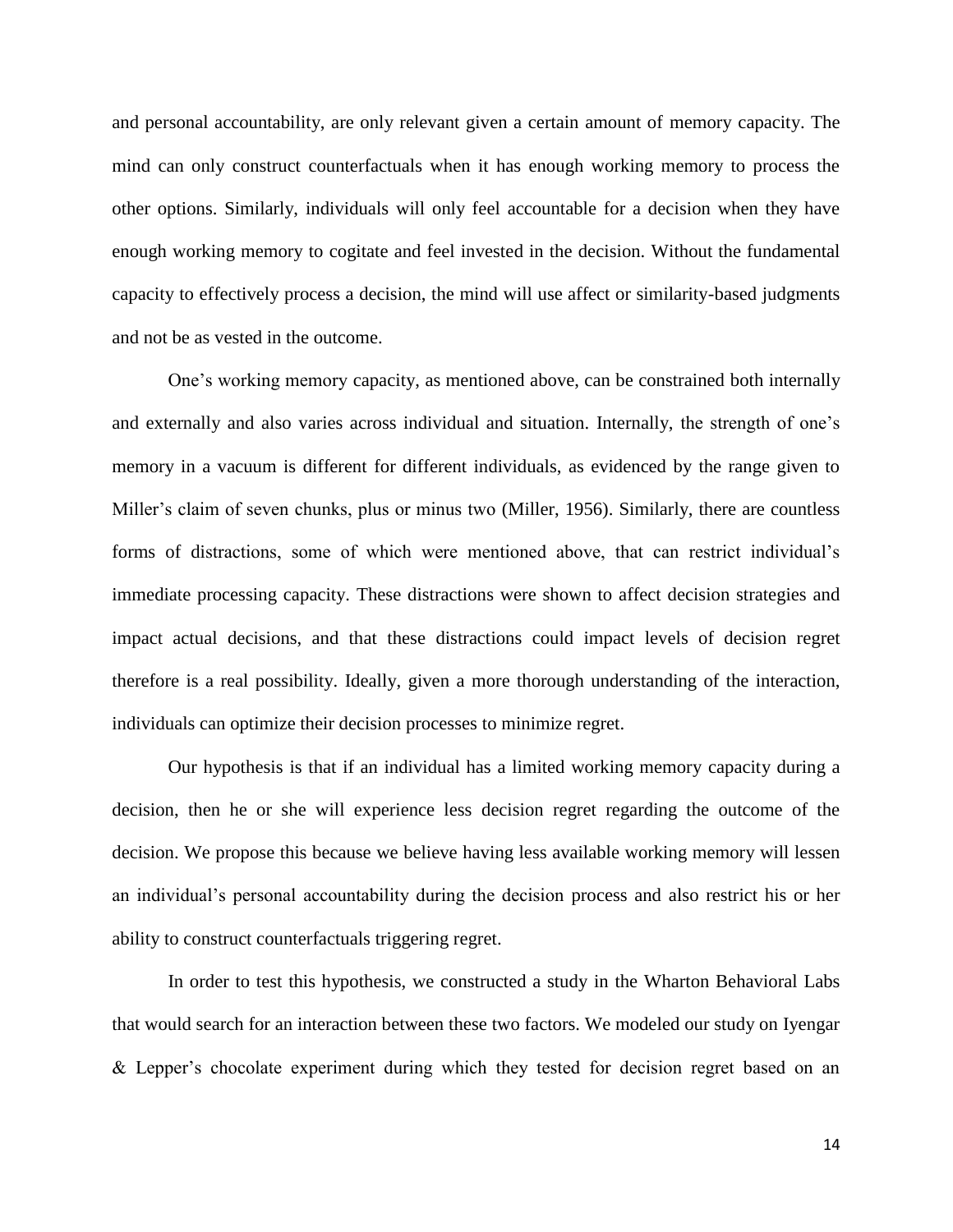and personal accountability, are only relevant given a certain amount of memory capacity. The mind can only construct counterfactuals when it has enough working memory to process the other options. Similarly, individuals will only feel accountable for a decision when they have enough working memory to cogitate and feel invested in the decision. Without the fundamental capacity to effectively process a decision, the mind will use affect or similarity-based judgments and not be as vested in the outcome.

One's working memory capacity, as mentioned above, can be constrained both internally and externally and also varies across individual and situation. Internally, the strength of one's memory in a vacuum is different for different individuals, as evidenced by the range given to Miller's claim of seven chunks, plus or minus two (Miller, 1956). Similarly, there are countless forms of distractions, some of which were mentioned above, that can restrict individual's immediate processing capacity. These distractions were shown to affect decision strategies and impact actual decisions, and that these distractions could impact levels of decision regret therefore is a real possibility. Ideally, given a more thorough understanding of the interaction, individuals can optimize their decision processes to minimize regret.

Our hypothesis is that if an individual has a limited working memory capacity during a decision, then he or she will experience less decision regret regarding the outcome of the decision. We propose this because we believe having less available working memory will lessen an individual's personal accountability during the decision process and also restrict his or her ability to construct counterfactuals triggering regret.

In order to test this hypothesis, we constructed a study in the Wharton Behavioral Labs that would search for an interaction between these two factors. We modeled our study on Iyengar & Lepper's chocolate experiment during which they tested for decision regret based on an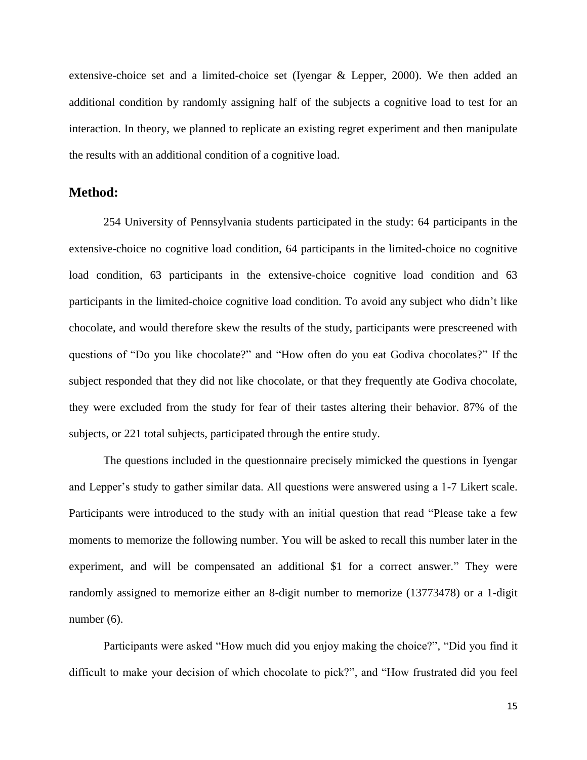extensive-choice set and a limited-choice set (Iyengar & Lepper, 2000). We then added an additional condition by randomly assigning half of the subjects a cognitive load to test for an interaction. In theory, we planned to replicate an existing regret experiment and then manipulate the results with an additional condition of a cognitive load.

## Method:

254 University of Pennsylvania students participated in the study: 64 participants in the extensive-choice no cognitive load condition, 64 participants in the limited-choice no cognitive load condition, 63 participants in the extensive-choice cognitive load condition and 63 participants in the limited-choice cognitive load condition. To avoid any subject who didn't like chocolate, and would therefore skew the results of the study, participants were prescreened with questions of "Do you like chocolate?" and "How often do you eat Godiva chocolates?" If the subject responded that they did not like chocolate, or that they frequently ate Godiva chocolate, they were excluded from the study for fear of their tastes altering their behavior. 87% of the subjects, or 221 total subjects, participated through the entire study.

The questions included in the questionnaire precisely mimicked the questions in Iyengar and Lepper's study to gather similar data. All questions were answered using a 1-7 Likert scale. Participants were introduced to the study with an initial question that read "Please take a few moments to memorize the following number. You will be asked to recall this number later in the experiment, and will be compensated an additional $1 for a correct answer." They were randomly assigned to memorize either an 8-digit number to memorize (13773478) or a 1-digit number (6).

Participants were asked "How much did you enjoy making the choice?", "Did you find it difficult to make your decision of which chocolate to pick?", and "How frustrated did you feel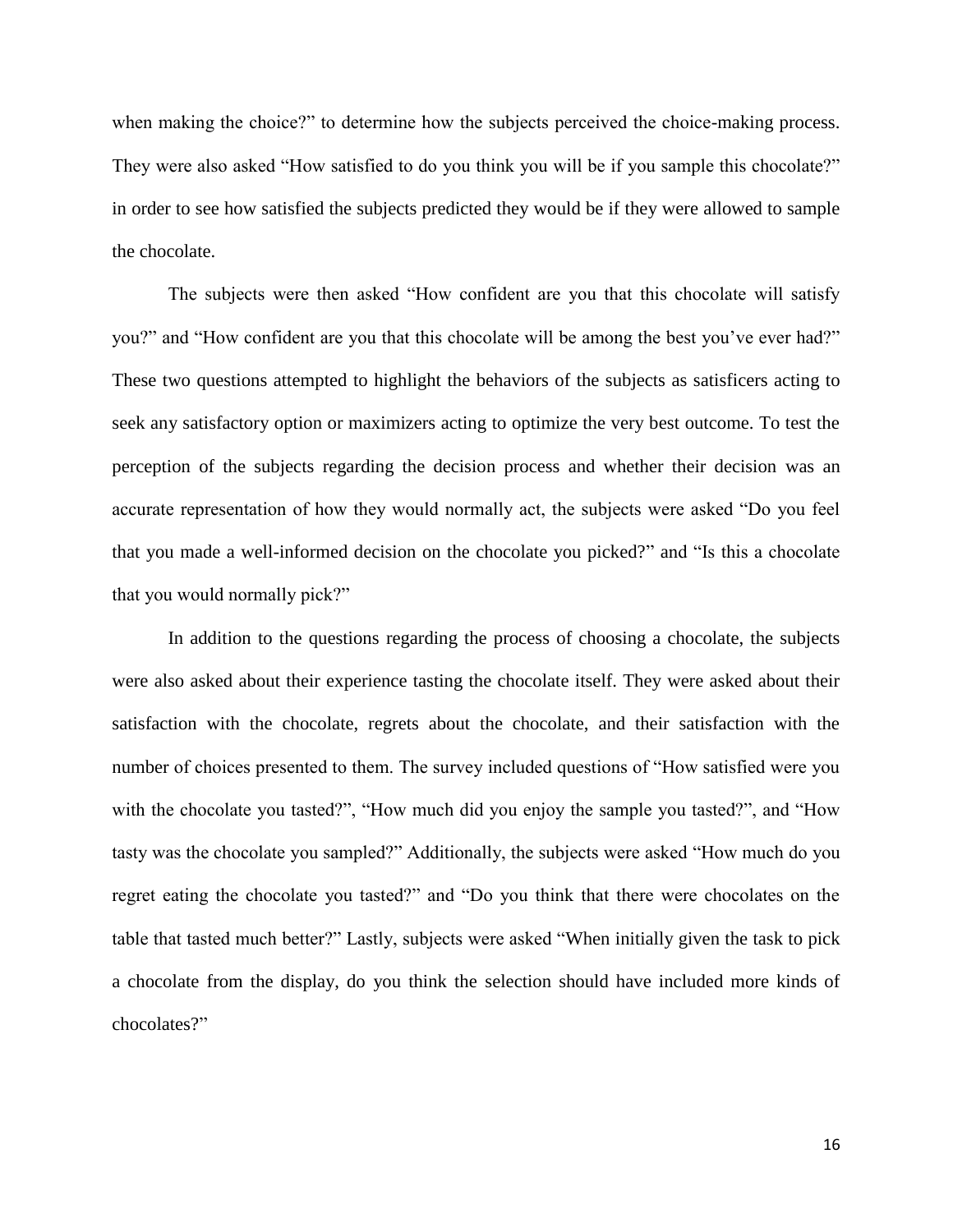when making the choice?" to determine how the subjects perceived the choice-making process. They were also asked "How satisfied to do you think you will be if you sample this chocolate?" in order to see how satisfied the subjects predicted they would be if they were allowed to sample the chocolate.

The subjects were then asked "How confident are you that this chocolate will satisfy you?" and "How confident are you that this chocolate will be among the best you've ever had?" These two questions attempted to highlight the behaviors of the subjects as satisficers acting to seek any satisfactory option or maximizers acting to optimize the very best outcome. To test the perception of the subjects regarding the decision process and whether their decision was an accurate representation of how they would normally act, the subjects were asked "Do you feel that you made a well-informed decision on the chocolate you picked?" and "Is this a chocolate that you would normally pick?"

In addition to the questions regarding the process of choosing a chocolate, the subjects were also asked about their experience tasting the chocolate itself. They were asked about their satisfaction with the chocolate, regrets about the chocolate, and their satisfaction with the number of choices presented to them. The survey included questions of "How satisfied were you with the chocolate you tasted?", "How much did you enjoy the sample you tasted?", and "How tasty was the chocolate you sampled?" Additionally, the subjects were asked "How much do you regret eating the chocolate you tasted?" and "Do you think that there were chocolates on the table that tasted much better?" Lastly, subjects were asked "When initially given the task to pick a chocolate from the display, do you think the selection should have included more kinds of chocolates?"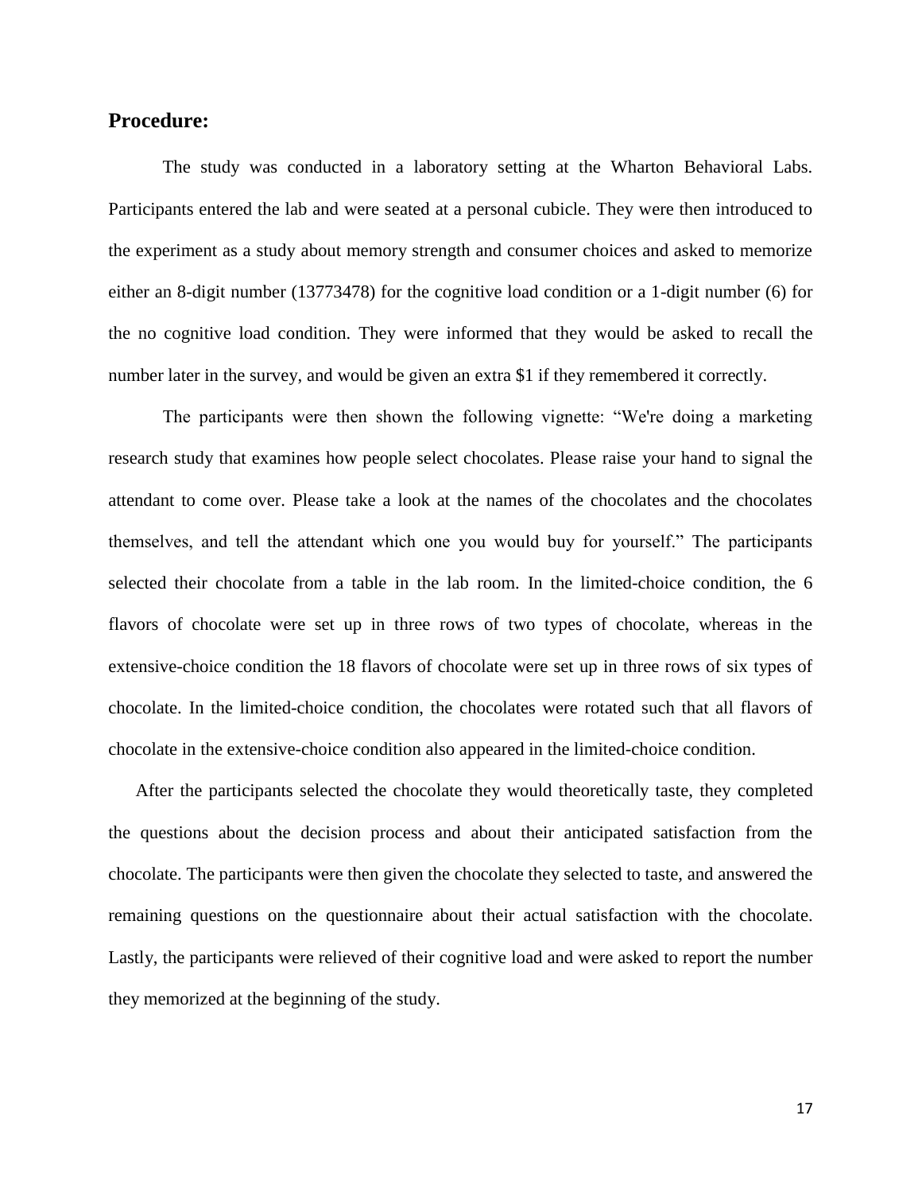**Procedure:**

The study was conducted in a laboratory setting at the Wharton Behavioral Labs. Participants entered the lab and were seated at a personal cubicle. They were then introduced to the experiment as a study about memory strength and consumer choices and asked to memorize either an 8-digit number (13773478) for the cognitive load condition or a 1-digit number (6) for the no cognitive load condition. They were informed that they would be asked to recall the number later in the survey, and would be given an extra $1 if they remembered it correctly.

The participants were then shown the following vignette: "We're doing a marketing research study that examines how people select chocolates. Please raise your hand to signal the attendant to come over. Please take a look at the names of the chocolates and the chocolates themselves, and tell the attendant which one you would buy for yourself." The participants selected their chocolate from a table in the lab room. In the limited-choice condition, the 6 flavors of chocolate were set up in three rows of two types of chocolate, whereas in the extensive-choice condition the 18 flavors of chocolate were set up in three rows of six types of chocolate. In the limited-choice condition, the chocolates were rotated such that all flavors of chocolate in the extensive-choice condition also appeared in the limited-choice condition.

After the participants selected the chocolate they would theoretically taste, they completed the questions about the decision process and about their anticipated satisfaction from the chocolate. The participants were then given the chocolate they selected to taste, and answered the remaining questions on the questionnaire about their actual satisfaction with the chocolate. Lastly, the participants were relieved of their cognitive load and were asked to report the number they memorized at the beginning of the study.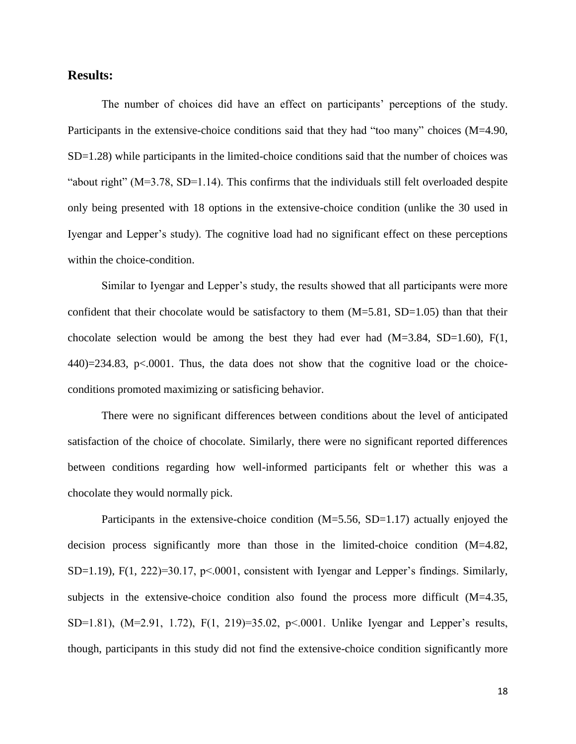## Results:

The number of choices did have an effect on participants' perceptions of the study. Participants in the extensive-choice conditions said that they had "too many" choices ($M=4.90$, $SD=1.28$) while participants in the limited-choice conditions said that the number of choices was "about right" ($M=3.78$, $SD=1.14$). This confirms that the individuals still felt overloaded despite only being presented with 18 options in the extensive-choice condition (unlike the 30 used in Iyengar and Lepper's study). The cognitive load had no significant effect on these perceptions within the choice-condition.

Similar to Iyengar and Lepper's study, the results showed that all participants were more confident that their chocolate would be satisfactory to them ($M=5.81$, $SD=1.05$) than that their chocolate selection would be among the best they had ever had ($M=3.84$, $SD=1.60$), $F(1, 440)=234.83$, $p<.0001$. Thus, the data does not show that the cognitive load or the choice-conditions promoted maximizing or satisficing behavior.

There were no significant differences between conditions about the level of anticipated satisfaction of the choice of chocolate. Similarly, there were no significant reported differences between conditions regarding how well-informed participants felt or whether this was a chocolate they would normally pick.

Participants in the extensive-choice condition ($M=5.56$, $SD=1.17$) actually enjoyed the decision process significantly more than those in the limited-choice condition ($M=4.82$, $SD=1.19$), $F(1, 222)=30.17$, $p<.0001$, consistent with Iyengar and Lepper's findings. Similarly, subjects in the extensive-choice condition also found the process more difficult ($M=4.35$, $SD=1.81$), ($M=2.91$, 1.72), $F(1, 219)=35.02$, $p<.0001$. Unlike Iyengar and Lepper's results, though, participants in this study did not find the extensive-choice condition significantly more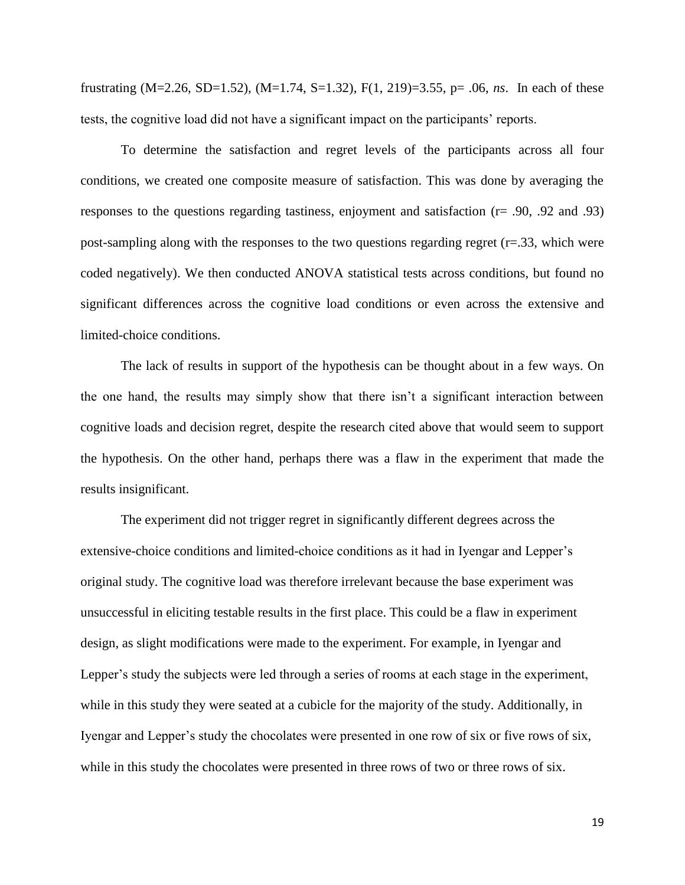frustrating ($M=2.26$, $SD=1.52$), ($M=1.74$, $S=1.32$), $F(1, 219)=3.55$, $p= .06$, *ns*. In each of these tests, the cognitive load did not have a significant impact on the participants' reports.

To determine the satisfaction and regret levels of the participants across all four conditions, we created one composite measure of satisfaction. This was done by averaging the responses to the questions regarding tastiness, enjoyment and satisfaction ($r= .90$, $.92$ and $.93$) post-sampling along with the responses to the two questions regarding regret ($r=.33$, which were coded negatively). We then conducted ANOVA statistical tests across conditions, but found no significant differences across the cognitive load conditions or even across the extensive and limited-choice conditions.

The lack of results in support of the hypothesis can be thought about in a few ways. On the one hand, the results may simply show that there isn't a significant interaction between cognitive loads and decision regret, despite the research cited above that would seem to support the hypothesis. On the other hand, perhaps there was a flaw in the experiment that made the results insignificant.

The experiment did not trigger regret in significantly different degrees across the extensive-choice conditions and limited-choice conditions as it had in Iyengar and Lepper's original study. The cognitive load was therefore irrelevant because the base experiment was unsuccessful in eliciting testable results in the first place. This could be a flaw in experiment design, as slight modifications were made to the experiment. For example, in Iyengar and Lepper's study the subjects were led through a series of rooms at each stage in the experiment, while in this study they were seated at a cubicle for the majority of the study. Additionally, in Iyengar and Lepper's study the chocolates were presented in one row of six or five rows of six, while in this study the chocolates were presented in three rows of two or three rows of six.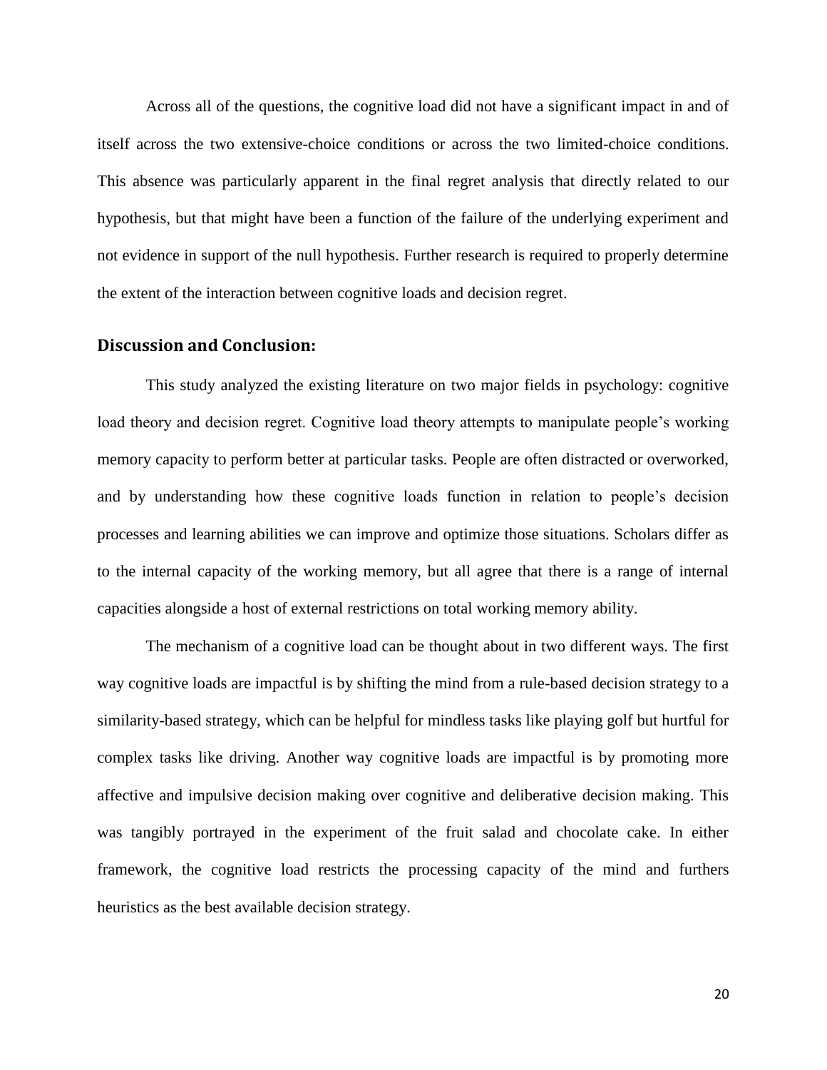Across all of the questions, the cognitive load did not have a significant impact in and of itself across the two extensive-choice conditions or across the two limited-choice conditions. This absence was particularly apparent in the final regret analysis that directly related to our hypothesis, but that might have been a function of the failure of the underlying experiment and not evidence in support of the null hypothesis. Further research is required to properly determine the extent of the interaction between cognitive loads and decision regret.

## Discussion and Conclusion:

This study analyzed the existing literature on two major fields in psychology: cognitive load theory and decision regret. Cognitive load theory attempts to manipulate people's working memory capacity to perform better at particular tasks. People are often distracted or overworked, and by understanding how these cognitive loads function in relation to people's decision processes and learning abilities we can improve and optimize those situations. Scholars differ as to the internal capacity of the working memory, but all agree that there is a range of internal capacities alongside a host of external restrictions on total working memory ability.

The mechanism of a cognitive load can be thought about in two different ways. The first way cognitive loads are impactful is by shifting the mind from a rule-based decision strategy to a similarity-based strategy, which can be helpful for mindless tasks like playing golf but hurtful for complex tasks like driving. Another way cognitive loads are impactful is by promoting more affective and impulsive decision making over cognitive and deliberative decision making. This was tangibly portrayed in the experiment of the fruit salad and chocolate cake. In either framework, the cognitive load restricts the processing capacity of the mind and furthers heuristics as the best available decision strategy.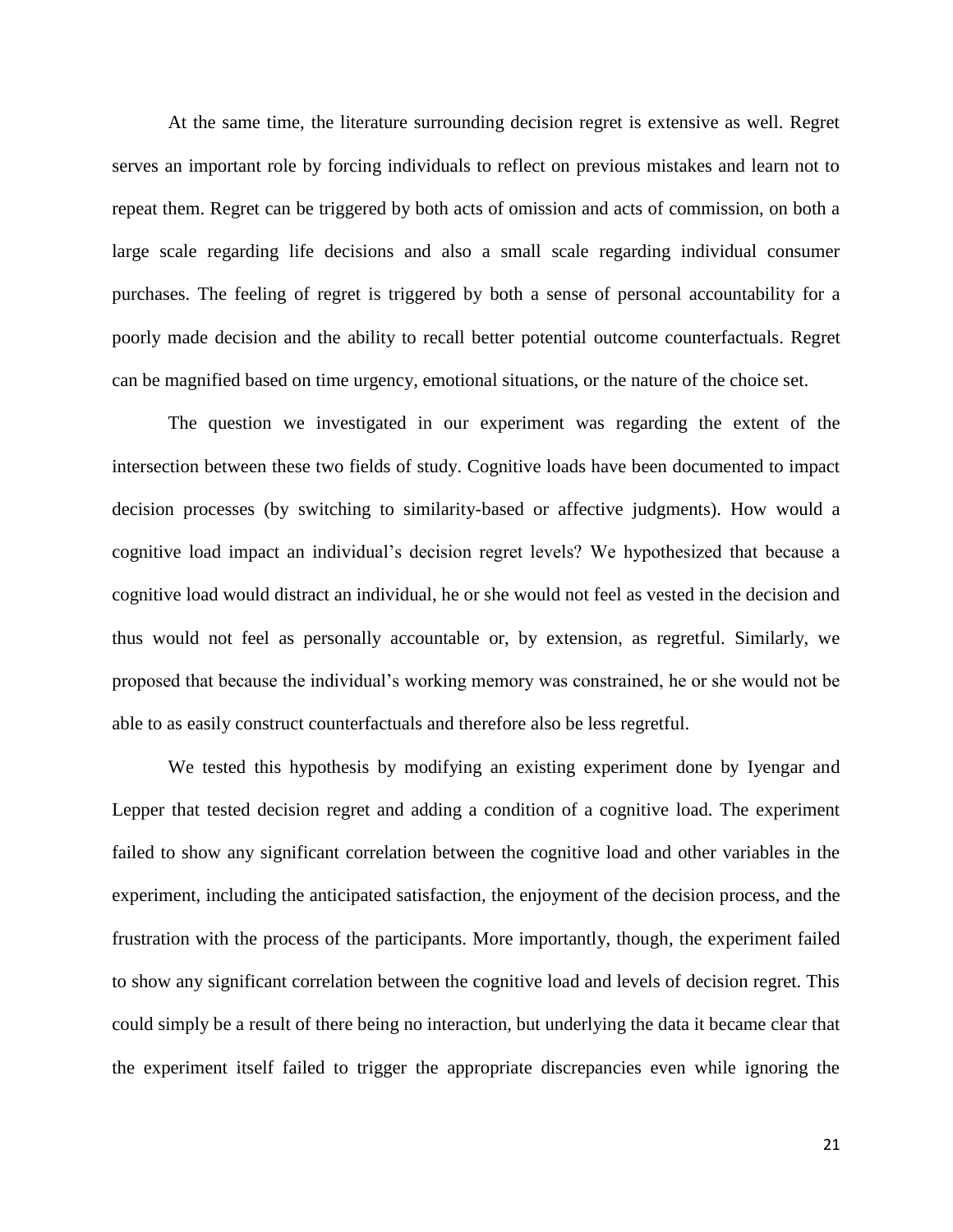At the same time, the literature surrounding decision regret is extensive as well. Regret serves an important role by forcing individuals to reflect on previous mistakes and learn not to repeat them. Regret can be triggered by both acts of omission and acts of commission, on both a large scale regarding life decisions and also a small scale regarding individual consumer purchases. The feeling of regret is triggered by both a sense of personal accountability for a poorly made decision and the ability to recall better potential outcome counterfactuals. Regret can be magnified based on time urgency, emotional situations, or the nature of the choice set.

The question we investigated in our experiment was regarding the extent of the intersection between these two fields of study. Cognitive loads have been documented to impact decision processes (by switching to similarity-based or affective judgments). How would a cognitive load impact an individual's decision regret levels? We hypothesized that because a cognitive load would distract an individual, he or she would not feel as vested in the decision and thus would not feel as personally accountable or, by extension, as regretful. Similarly, we proposed that because the individual's working memory was constrained, he or she would not be able to as easily construct counterfactuals and therefore also be less regretful.

We tested this hypothesis by modifying an existing experiment done by Iyengar and Lepper that tested decision regret and adding a condition of a cognitive load. The experiment failed to show any significant correlation between the cognitive load and other variables in the experiment, including the anticipated satisfaction, the enjoyment of the decision process, and the frustration with the process of the participants. More importantly, though, the experiment failed to show any significant correlation between the cognitive load and levels of decision regret. This could simply be a result of there being no interaction, but underlying the data it became clear that the experiment itself failed to trigger the appropriate discrepancies even while ignoring the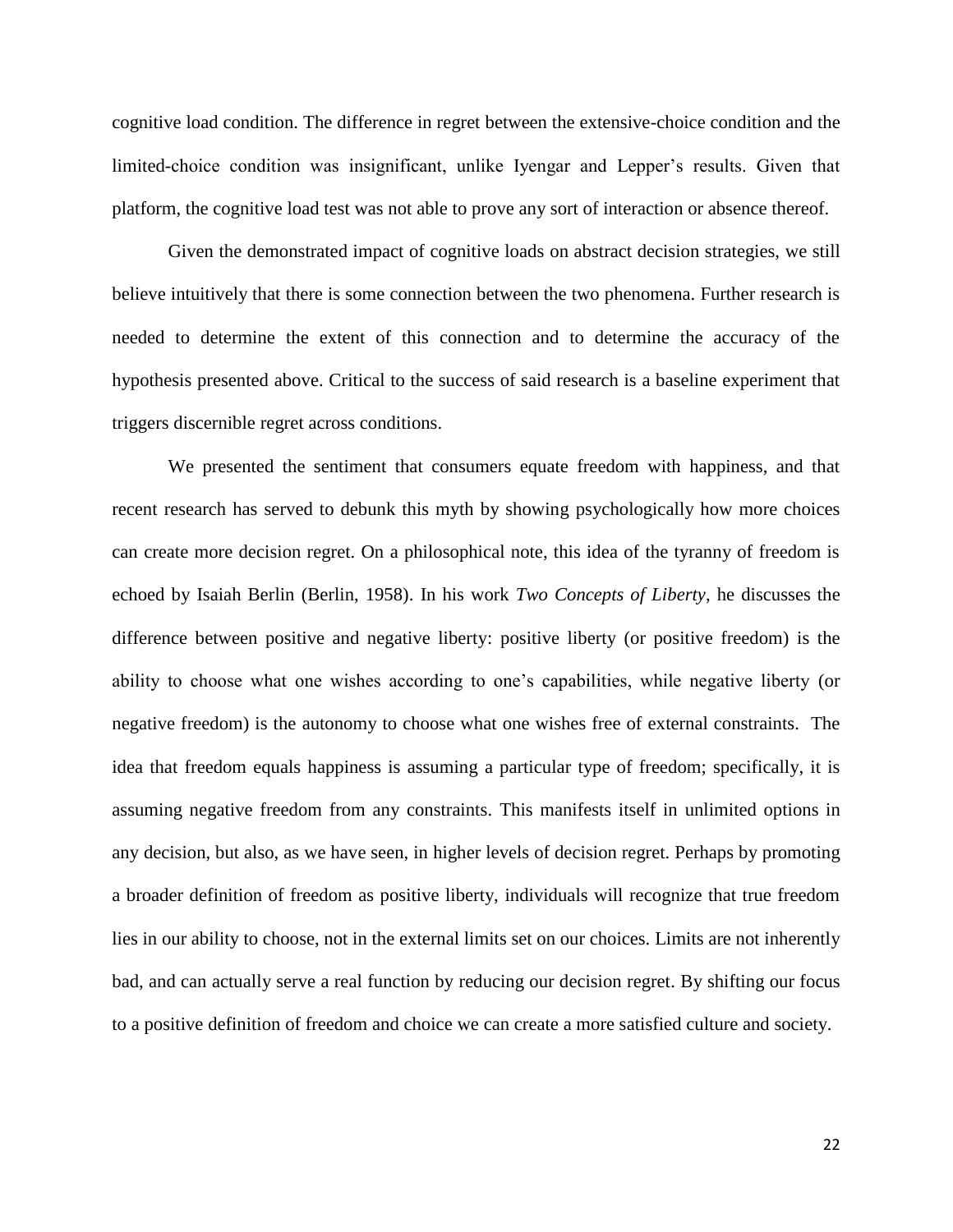cognitive load condition. The difference in regret between the extensive-choice condition and the limited-choice condition was insignificant, unlike Iyengar and Lepper's results. Given that platform, the cognitive load test was not able to prove any sort of interaction or absence thereof.

Given the demonstrated impact of cognitive loads on abstract decision strategies, we still believe intuitively that there is some connection between the two phenomena. Further research is needed to determine the extent of this connection and to determine the accuracy of the hypothesis presented above. Critical to the success of said research is a baseline experiment that triggers discernible regret across conditions.

We presented the sentiment that consumers equate freedom with happiness, and that recent research has served to debunk this myth by showing psychologically how more choices can create more decision regret. On a philosophical note, this idea of the tyranny of freedom is echoed by Isaiah Berlin (Berlin, 1958). In his work *Two Concepts of Liberty*, he discusses the difference between positive and negative liberty: positive liberty (or positive freedom) is the ability to choose what one wishes according to one's capabilities, while negative liberty (or negative freedom) is the autonomy to choose what one wishes free of external constraints. The idea that freedom equals happiness is assuming a particular type of freedom; specifically, it is assuming negative freedom from any constraints. This manifests itself in unlimited options in any decision, but also, as we have seen, in higher levels of decision regret. Perhaps by promoting a broader definition of freedom as positive liberty, individuals will recognize that true freedom lies in our ability to choose, not in the external limits set on our choices. Limits are not inherently bad, and can actually serve a real function by reducing our decision regret. By shifting our focus to a positive definition of freedom and choice we can create a more satisfied culture and society.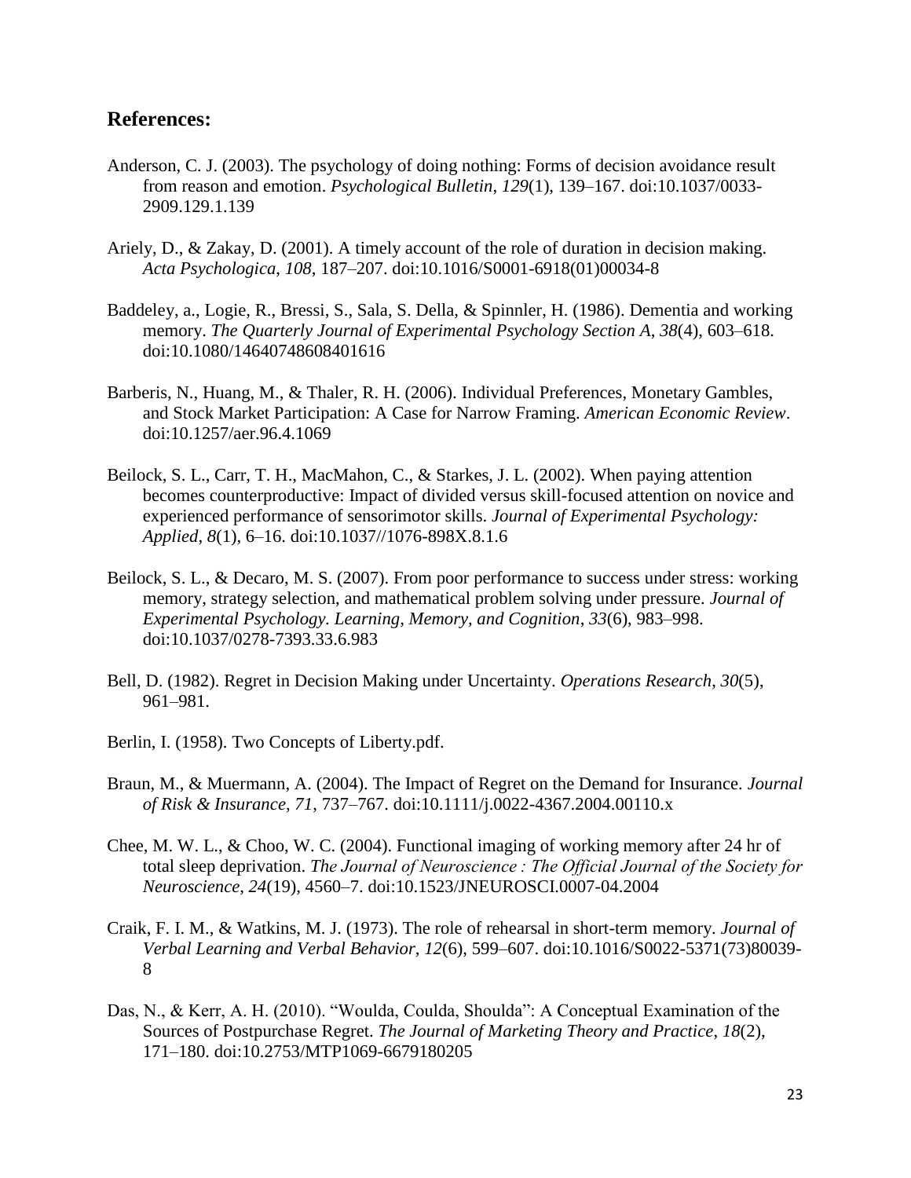## References:

Anderson, C. J. (2003). The psychology of doing nothing: Forms of decision avoidance result from reason and emotion. *Psychological Bulletin*, *129*(1), 139–167. doi:10.1037/0033-2909.129.1.139

Ariely, D., & Zakay, D. (2001). A timely account of the role of duration in decision making. *Acta Psychologica*, *108*, 187–207. doi:10.1016/S0001-6918(01)00034-8

Baddeley, a., Logie, R., Bressi, S., Sala, S. Della, & Spinnler, H. (1986). Dementia and working memory. *The Quarterly Journal of Experimental Psychology Section A*, *38*(4), 603–618. doi:10.1080/14640748608401616

Barberis, N., Huang, M., & Thaler, R. H. (2006). Individual Preferences, Monetary Gambles, and Stock Market Participation: A Case for Narrow Framing. *American Economic Review*. doi:10.1257/aer.96.4.1069

Beilock, S. L., Carr, T. H., MacMahon, C., & Starkes, J. L. (2002). When paying attention becomes counterproductive: Impact of divided versus skill-focused attention on novice and experienced performance of sensorimotor skills. *Journal of Experimental Psychology: Applied*, *8*(1), 6–16. doi:10.1037//1076-898X.8.1.6

Beilock, S. L., & Decaro, M. S. (2007). From poor performance to success under stress: working memory, strategy selection, and mathematical problem solving under pressure. *Journal of Experimental Psychology. Learning, Memory, and Cognition*, *33*(6), 983–998. doi:10.1037/0278-7393.33.6.983

Bell, D. (1982). Regret in Decision Making under Uncertainty. *Operations Research*, *30*(5), 961–981.

Berlin, I. (1958). Two Concepts of Liberty.pdf.

Braun, M., & Muermann, A. (2004). The Impact of Regret on the Demand for Insurance. *Journal of Risk & Insurance*, *71*, 737–767. doi:10.1111/j.0022-4367.2004.00110.x

Chee, M. W. L., & Choo, W. C. (2004). Functional imaging of working memory after 24 hr of total sleep deprivation. *The Journal of Neuroscience : The Official Journal of the Society for Neuroscience*, *24*(19), 4560–7. doi:10.1523/JNEUROSCI.0007-04.2004

Craik, F. I. M., & Watkins, M. J. (1973). The role of rehearsal in short-term memory. *Journal of Verbal Learning and Verbal Behavior*, *12*(6), 599–607. doi:10.1016/S0022-5371(73)80039-8

Das, N., & Kerr, A. H. (2010). "Woulda, Coulda, Shoulda": A Conceptual Examination of the Sources of Postpurchase Regret. *The Journal of Marketing Theory and Practice*, *18*(2), 171–180. doi:10.2753/MTP1069-6679180205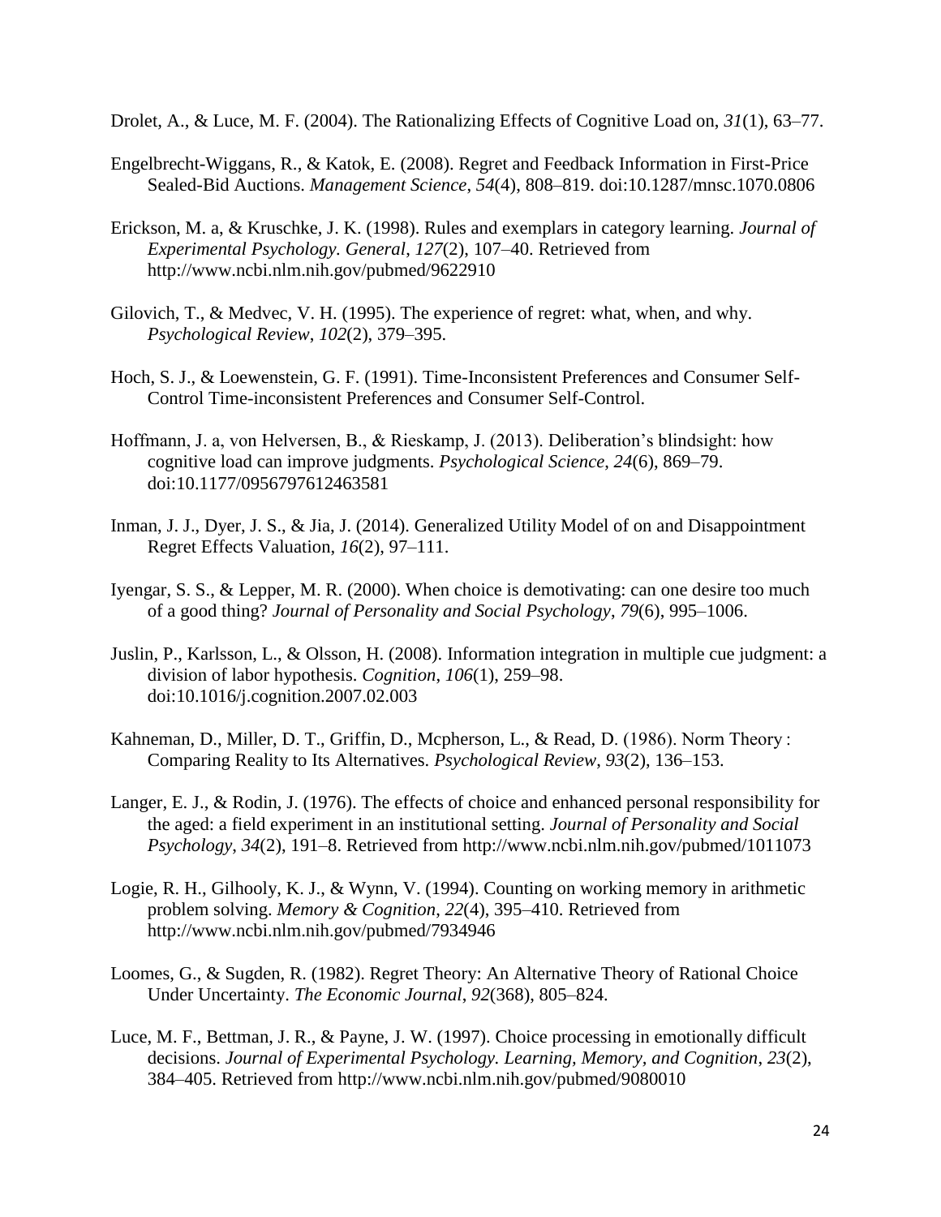Drolet, A., & Luce, M. F. (2004). The Rationalizing Effects of Cognitive Load on, *31*(1), 63–77.

Engelbrecht-Wiggans, R., & Katok, E. (2008). Regret and Feedback Information in First-Price Sealed-Bid Auctions. *Management Science*, *54*(4), 808–819. doi:10.1287/mnsc.1070.0806

Erickson, M. a, & Kruschke, J. K. (1998). Rules and exemplars in category learning. *Journal of Experimental Psychology. General*, *127*(2), 107–40. Retrieved from http://www.ncbi.nlm.nih.gov/pubmed/9622910

Gilovich, T., & Medvec, V. H. (1995). The experience of regret: what, when, and why. *Psychological Review*, *102*(2), 379–395.

Hoch, S. J., & Loewenstein, G. F. (1991). Time-Inconsistent Preferences and Consumer Self-Control Time-inconsistent Preferences and Consumer Self-Control.

Hoffmann, J. a, von Helversen, B., & Rieskamp, J. (2013). Deliberation's blindsight: how cognitive load can improve judgments. *Psychological Science*, *24*(6), 869–79. doi:10.1177/0956797612463581

Inman, J. J., Dyer, J. S., & Jia, J. (2014). Generalized Utility Model of on and Disappointment Regret Effects Valuation, *16*(2), 97–111.

Iyengar, S. S., & Lepper, M. R. (2000). When choice is demotivating: can one desire too much of a good thing? *Journal of Personality and Social Psychology*, *79*(6), 995–1006.

Juslin, P., Karlsson, L., & Olsson, H. (2008). Information integration in multiple cue judgment: a division of labor hypothesis. *Cognition*, *106*(1), 259–98. doi:10.1016/j.cognition.2007.02.003

Kahneman, D., Miller, D. T., Griffin, D., Mcpherson, L., & Read, D. (1986). Norm Theory : Comparing Reality to Its Alternatives. *Psychological Review*, *93*(2), 136–153.

Langer, E. J., & Rodin, J. (1976). The effects of choice and enhanced personal responsibility for the aged: a field experiment in an institutional setting. *Journal of Personality and Social Psychology*, *34*(2), 191–8. Retrieved from http://www.ncbi.nlm.nih.gov/pubmed/1011073

Logie, R. H., Gilhooly, K. J., & Wynn, V. (1994). Counting on working memory in arithmetic problem solving. *Memory & Cognition*, *22*(4), 395–410. Retrieved from http://www.ncbi.nlm.nih.gov/pubmed/7934946

Loomes, G., & Sugden, R. (1982). Regret Theory: An Alternative Theory of Rational Choice Under Uncertainty. *The Economic Journal*, *92*(368), 805–824.

Luce, M. F., Bettman, J. R., & Payne, J. W. (1997). Choice processing in emotionally difficult decisions. *Journal of Experimental Psychology. Learning, Memory, and Cognition*, *23*(2), 384–405. Retrieved from http://www.ncbi.nlm.nih.gov/pubmed/9080010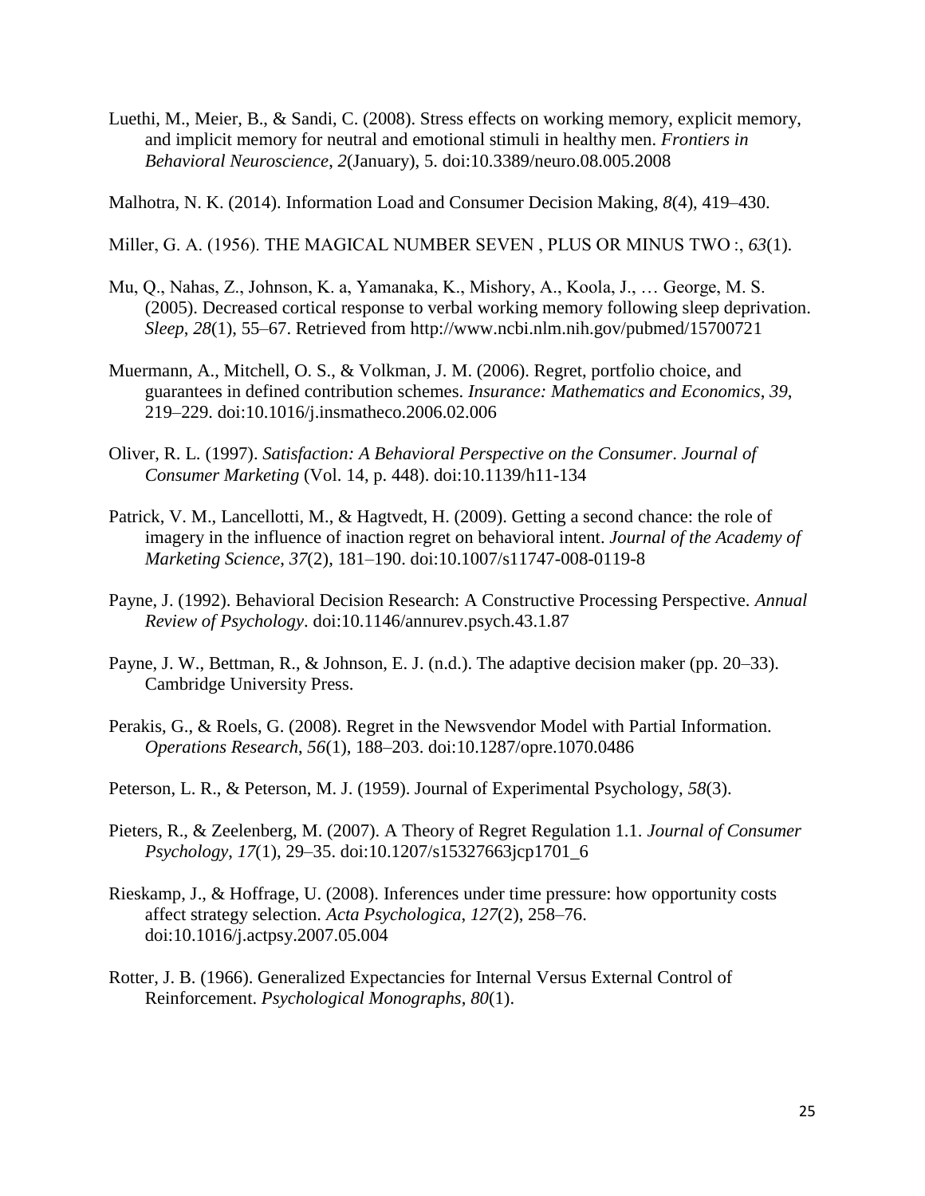Luethi, M., Meier, B., & Sandi, C. (2008). Stress effects on working memory, explicit memory, and implicit memory for neutral and emotional stimuli in healthy men. *Frontiers in Behavioral Neuroscience*, *2*(January), 5. doi:10.3389/neuro.08.005.2008

Malhotra, N. K. (2014). Information Load and Consumer Decision Making, *8*(4), 419–430.

Miller, G. A. (1956). THE MAGICAL NUMBER SEVEN , PLUS OR MINUS TWO :, *63*(1).

Mu, Q., Nahas, Z., Johnson, K. a, Yamanaka, K., Mishory, A., Koola, J., … George, M. S. (2005). Decreased cortical response to verbal working memory following sleep deprivation. *Sleep*, *28*(1), 55–67. Retrieved from http://www.ncbi.nlm.nih.gov/pubmed/15700721

Muermann, A., Mitchell, O. S., & Volkman, J. M. (2006). Regret, portfolio choice, and guarantees in defined contribution schemes. *Insurance: Mathematics and Economics*, *39*, 219–229. doi:10.1016/j.insmatheco.2006.02.006

Oliver, R. L. (1997). *Satisfaction: A Behavioral Perspective on the Consumer*. *Journal of Consumer Marketing* (Vol. 14, p. 448). doi:10.1139/h11-134

Patrick, V. M., Lancellotti, M., & Hagtvedt, H. (2009). Getting a second chance: the role of imagery in the influence of inaction regret on behavioral intent. *Journal of the Academy of Marketing Science*, *37*(2), 181–190. doi:10.1007/s11747-008-0119-8

Payne, J. (1992). Behavioral Decision Research: A Constructive Processing Perspective. *Annual Review of Psychology*. doi:10.1146/annurev.psych.43.1.87

Payne, J. W., Bettman, R., & Johnson, E. J. (n.d.). The adaptive decision maker (pp. 20–33). Cambridge University Press.

Perakis, G., & Roels, G. (2008). Regret in the Newsvendor Model with Partial Information. *Operations Research*, *56*(1), 188–203. doi:10.1287/opre.1070.0486

Peterson, L. R., & Peterson, M. J. (1959). Journal of Experimental Psychology, *58*(3).

Pieters, R., & Zeelenberg, M. (2007). A Theory of Regret Regulation 1.1. *Journal of Consumer Psychology*, *17*(1), 29–35. doi:10.1207/s15327663jcp1701_6

Rieskamp, J., & Hoffrage, U. (2008). Inferences under time pressure: how opportunity costs affect strategy selection. *Acta Psychologica*, *127*(2), 258–76. doi:10.1016/j.actpsy.2007.05.004

Rotter, J. B. (1966). Generalized Expectancies for Internal Versus External Control of Reinforcement. *Psychological Monographs*, *80*(1).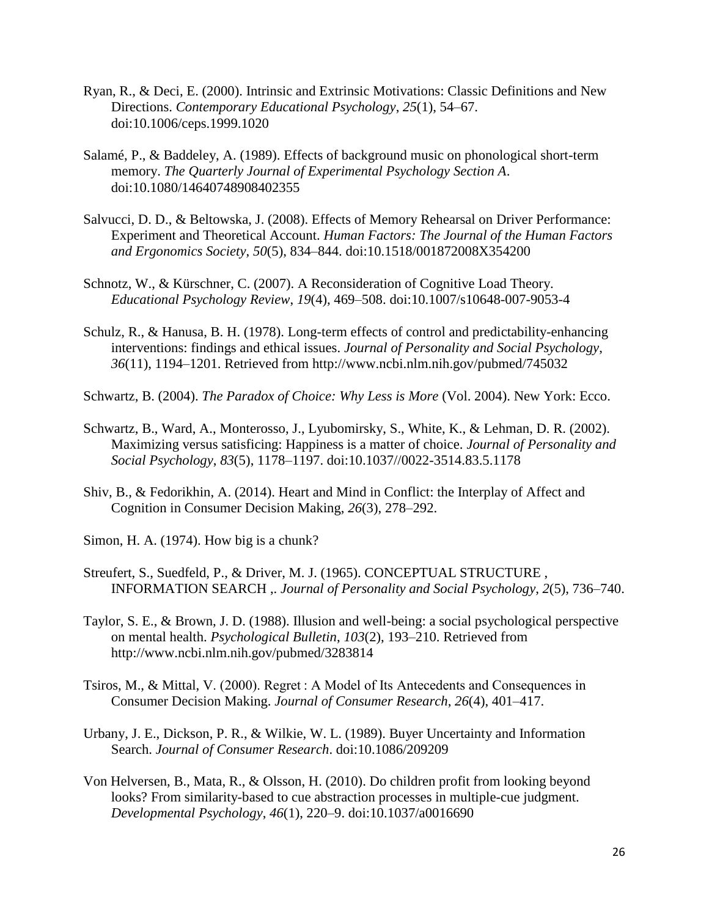Ryan, R., & Deci, E. (2000). Intrinsic and Extrinsic Motivations: Classic Definitions and New Directions. *Contemporary Educational Psychology*, *25*(1), 54–67. doi:10.1006/ceps.1999.1020

Salamé, P., & Baddeley, A. (1989). Effects of background music on phonological short-term memory. *The Quarterly Journal of Experimental Psychology Section A*. doi:10.1080/14640748908402355

Salvucci, D. D., & Beltowska, J. (2008). Effects of Memory Rehearsal on Driver Performance: Experiment and Theoretical Account. *Human Factors: The Journal of the Human Factors and Ergonomics Society*, *50*(5), 834–844. doi:10.1518/001872008X354200

Schnotz, W., & Kürschner, C. (2007). A Reconsideration of Cognitive Load Theory. *Educational Psychology Review*, *19*(4), 469–508. doi:10.1007/s10648-007-9053-4

Schulz, R., & Hanusa, B. H. (1978). Long-term effects of control and predictability-enhancing interventions: findings and ethical issues. *Journal of Personality and Social Psychology*, *36*(11), 1194–1201. Retrieved from http://www.ncbi.nlm.nih.gov/pubmed/745032

Schwartz, B. (2004). *The Paradox of Choice: Why Less is More* (Vol. 2004). New York: Ecco.

Schwartz, B., Ward, A., Monterosso, J., Lyubomirsky, S., White, K., & Lehman, D. R. (2002). Maximizing versus satisficing: Happiness is a matter of choice. *Journal of Personality and Social Psychology*, *83*(5), 1178–1197. doi:10.1037//0022-3514.83.5.1178

Shiv, B., & Fedorikhin, A. (2014). Heart and Mind in Conflict: the Interplay of Affect and Cognition in Consumer Decision Making, *26*(3), 278–292.

Simon, H. A. (1974). How big is a chunk?

Streufert, S., Suedfeld, P., & Driver, M. J. (1965). CONCEPTUAL STRUCTURE , INFORMATION SEARCH ,. *Journal of Personality and Social Psychology*, *2*(5), 736–740.

Taylor, S. E., & Brown, J. D. (1988). Illusion and well-being: a social psychological perspective on mental health. *Psychological Bulletin*, *103*(2), 193–210. Retrieved from http://www.ncbi.nlm.nih.gov/pubmed/3283814

Tsiros, M., & Mittal, V. (2000). Regret : A Model of Its Antecedents and Consequences in Consumer Decision Making. *Journal of Consumer Research*, *26*(4), 401–417.

Urbany, J. E., Dickson, P. R., & Wilkie, W. L. (1989). Buyer Uncertainty and Information Search. *Journal of Consumer Research*. doi:10.1086/209209

Von Helversen, B., Mata, R., & Olsson, H. (2010). Do children profit from looking beyond looks? From similarity-based to cue abstraction processes in multiple-cue judgment. *Developmental Psychology*, *46*(1), 220–9. doi:10.1037/a0016690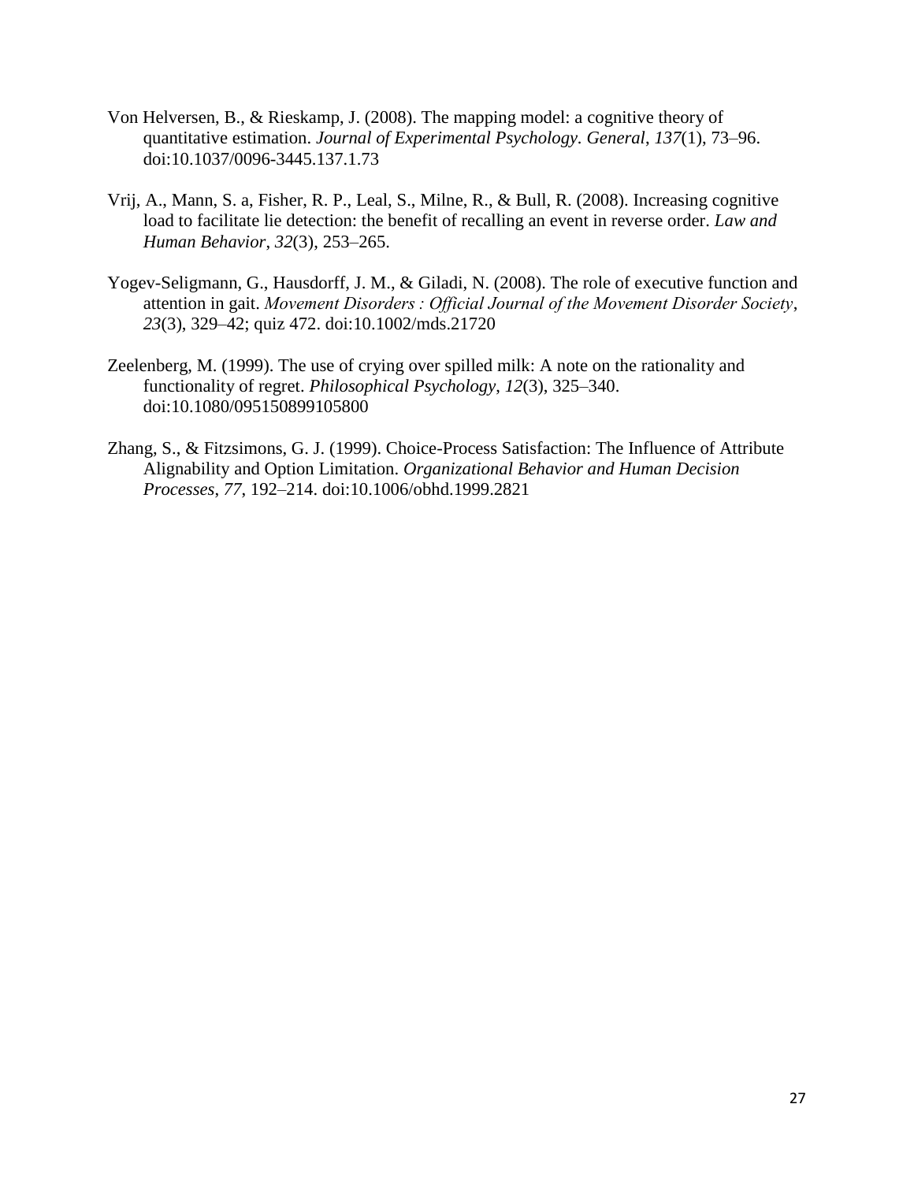Von Helversen, B., & Rieskamp, J. (2008). The mapping model: a cognitive theory of quantitative estimation. *Journal of Experimental Psychology. General*, *137*(1), 73–96. doi:10.1037/0096-3445.137.1.73

Vrij, A., Mann, S. a, Fisher, R. P., Leal, S., Milne, R., & Bull, R. (2008). Increasing cognitive load to facilitate lie detection: the benefit of recalling an event in reverse order. *Law and Human Behavior*, *32*(3), 253–265.

Yogev-Seligmann, G., Hausdorff, J. M., & Giladi, N. (2008). The role of executive function and attention in gait. *Movement Disorders : Official Journal of the Movement Disorder Society*, *23*(3), 329–42; quiz 472. doi:10.1002/mds.21720

Zeelenberg, M. (1999). The use of crying over spilled milk: A note on the rationality and functionality of regret. *Philosophical Psychology*, *12*(3), 325–340. doi:10.1080/095150899105800

Zhang, S., & Fitzsimons, G. J. (1999). Choice-Process Satisfaction: The Influence of Attribute Alignability and Option Limitation. *Organizational Behavior and Human Decision Processes*, *77*, 192–214. doi:10.1006/obhd.1999.2821